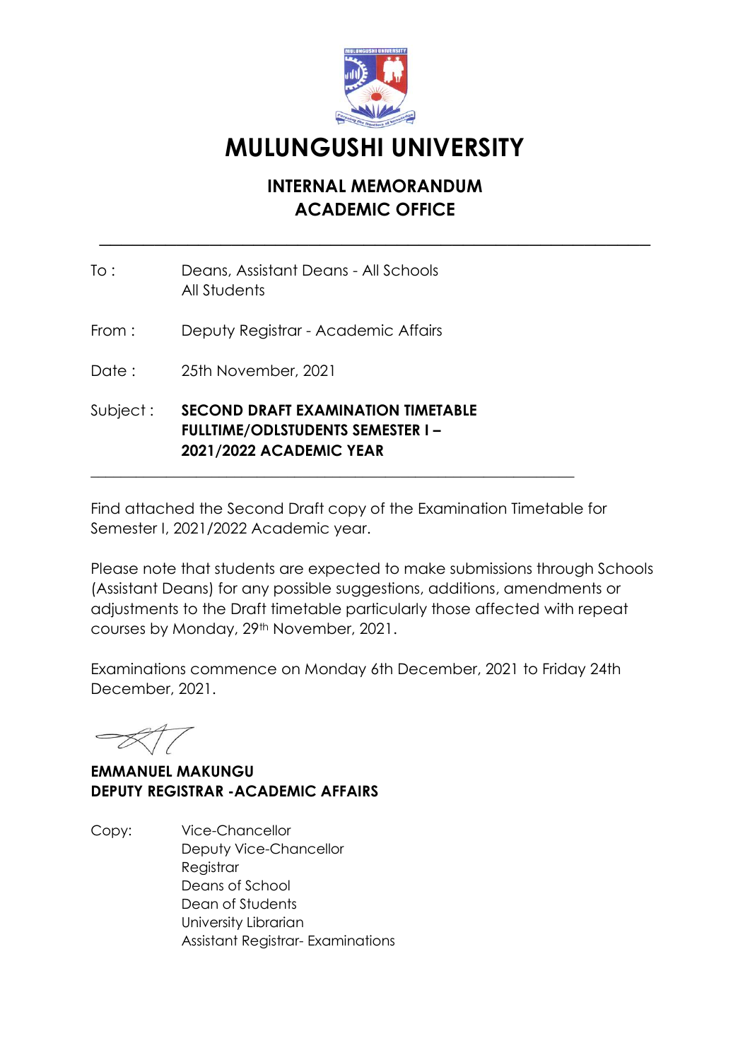# MULUNGUSHI UNIVERSITY

## INTERNAL MEMORANDUM
## ACADEMIC OFFICE

---

To : Deans, Assistant Deans - All Schools
All Students

From : Deputy Registrar - Academic Affairs

Date : 25th November, 2021

Subject : **SECOND DRAFT EXAMINATION TIMETABLE FULLTIME/ODLSTUDENTS SEMESTER I – 2021/2022 ACADEMIC YEAR**

---

Find attached the Second Draft copy of the Examination Timetable for Semester I, 2021/2022 Academic year.

Please note that students are expected to make submissions through Schools (Assistant Deans) for any possible suggestions, additions, amendments or adjustments to the Draft timetable particularly those affected with repeat courses by Monday, 29th November, 2021.

Examinations commence on Monday 6th December, 2021 to Friday 24th December, 2021.

**EMMANUEL MAKUNGU**
**DEPUTY REGISTRAR -ACADEMIC AFFAIRS**

Copy: Vice-Chancellor
Deputy Vice-Chancellor
Registrar
Deans of School
Dean of Students
University Librarian
Assistant Registrar- Examinations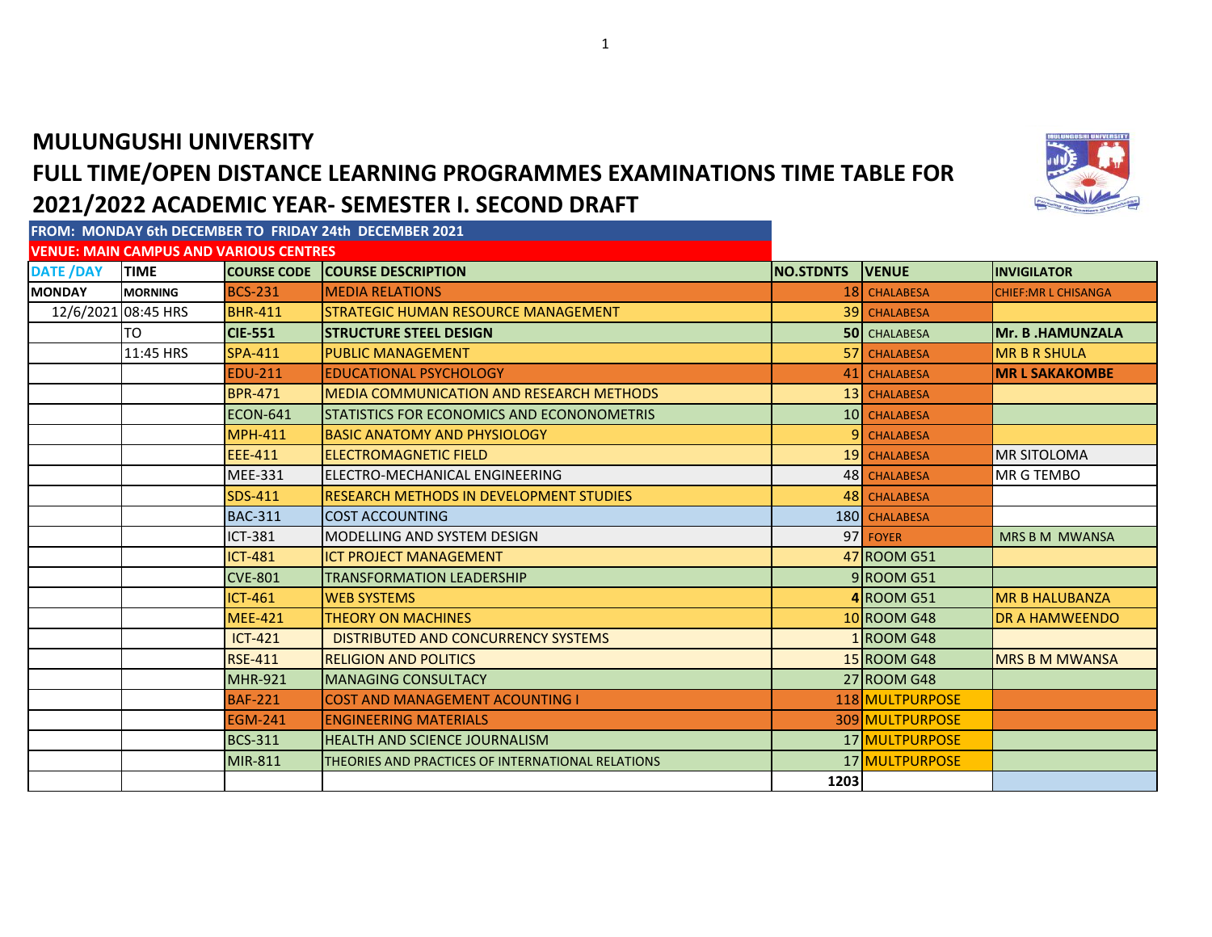# MULUNGUSHI UNIVERSITY

## FULL TIME/OPEN DISTANCE LEARNING PROGRAMMES EXAMINATIONS TIME TABLE FOR 2021/2022 ACADEMIC YEAR- SEMESTER I. SECOND DRAFT

**FROM: MONDAY 6th DECEMBER TO FRIDAY 24th DECEMBER 2021**

**VENUE: MAIN CAMPUS AND VARIOUS CENTRES**

| DATE /DAY | TIME | COURSE CODE | COURSE DESCRIPTION | NO.STDNTS | VENUE | INVIGILATOR |
|---|---|---|---|---|---|---|
| MONDAY | MORNING | BCS-231 | MEDIA RELATIONS | 18 | CHALABESA | CHIEF:MR L CHISANGA |
| 12/6/2021 | 08:45 HRS | BHR-411 | STRATEGIC HUMAN RESOURCE MANAGEMENT | 39 | CHALABESA | |
| | TO | **CIE-551** | **STRUCTURE STEEL DESIGN** | **50** | CHALABESA | **Mr. B .HAMUNZALA** |
| | 11:45 HRS | SPA-411 | PUBLIC MANAGEMENT | 57 | CHALABESA | MR B R SHULA |
| | | EDU-211 | EDUCATIONAL PSYCHOLOGY | 41 | CHALABESA | **MR L SAKAKOMBE** |
| | | BPR-471 | MEDIA COMMUNICATION AND RESEARCH METHODS | 13 | CHALABESA | |
| | | ECON-641 | STATISTICS FOR ECONOMICS AND ECONONOMETRIS | 10 | CHALABESA | |
| | | MPH-411 | BASIC ANATOMY AND PHYSIOLOGY | 9 | CHALABESA | |
| | | EEE-411 | ELECTROMAGNETIC FIELD | 19 | CHALABESA | MR SITOLOMA |
| | | MEE-331 | ELECTRO-MECHANICAL ENGINEERING | 48 | CHALABESA | MR G TEMBO |
| | | SDS-411 | RESEARCH METHODS IN DEVELOPMENT STUDIES | 48 | CHALABESA | |
| | | BAC-311 | COST ACCOUNTING | 180 | CHALABESA | |
| | | ICT-381 | MODELLING AND SYSTEM DESIGN | 97 | FOYER | MRS B M MWANSA |
| | | ICT-481 | ICT PROJECT MANAGEMENT | 47 | ROOM G51 | |
| | | CVE-801 | TRANSFORMATION LEADERSHIP | 9 | ROOM G51 | |
| | | ICT-461 | WEB SYSTEMS | **4** | ROOM G51 | MR B HALUBANZA |
| | | MEE-421 | THEORY ON MACHINES | 10 | ROOM G48 | DR A HAMWEENDO |
| | | ICT-421 | DISTRIBUTED AND CONCURRENCY SYSTEMS | 1 | ROOM G48 | |
| | | RSE-411 | RELIGION AND POLITICS | 15 | ROOM G48 | MRS B M MWANSA |
| | | MHR-921 | MANAGING CONSULTACY | 27 | ROOM G48 | |
| | | BAF-221 | COST AND MANAGEMENT ACOUNTING I | 118 | MULTPURPOSE | |
| | | EGM-241 | ENGINEERING MATERIALS | 309 | MULTPURPOSE | |
| | | BCS-311 | HEALTH AND SCIENCE JOURNALISM | 17 | MULTPURPOSE | |
| | | MIR-811 | THEORIES AND PRACTICES OF INTERNATIONAL RELATIONS | 17 | MULTPURPOSE | |
| | | | | **1203** | | |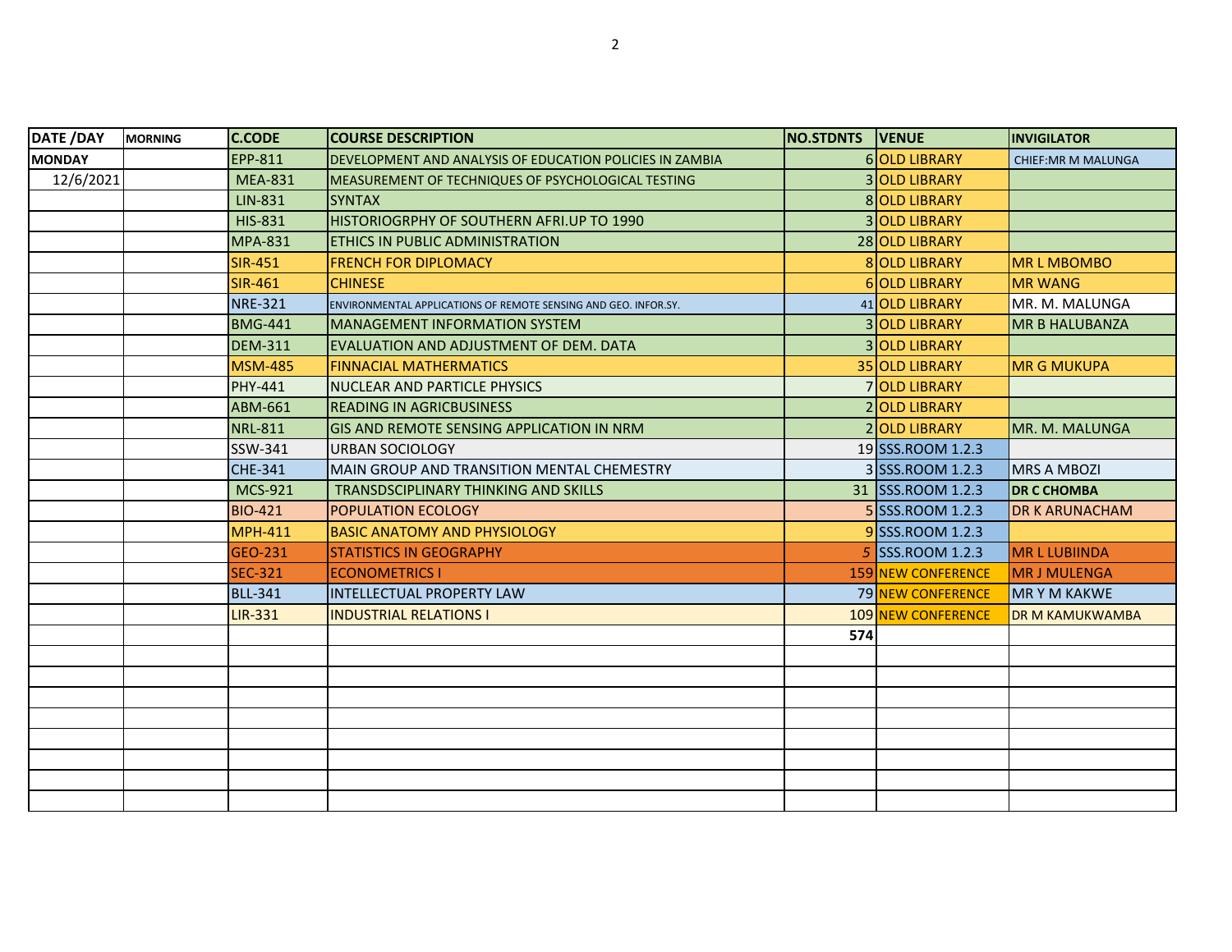| DATE /DAY | MORNING | C.CODE | COURSE DESCRIPTION | NO.STDNTS | VENUE | INVIGILATOR |
|---|---|---|---|---|---|---|
| MONDAY | | EPP-811 | DEVELOPMENT AND ANALYSIS OF EDUCATION POLICIES IN ZAMBIA | 6 | OLD LIBRARY | CHIEF:MR M MALUNGA |
| 12/6/2021 | | MEA-831 | MEASUREMENT OF TECHNIQUES OF PSYCHOLOGICAL TESTING | 3 | OLD LIBRARY | |
| | | LIN-831 | SYNTAX | 8 | OLD LIBRARY | |
| | | HIS-831 | HISTORIOGRPHY OF SOUTHERN AFRI.UP TO 1990 | 3 | OLD LIBRARY | |
| | | MPA-831 | ETHICS IN PUBLIC ADMINISTRATION | 28 | OLD LIBRARY | |
| | | SIR-451 | FRENCH FOR DIPLOMACY | 8 | OLD LIBRARY | MR L MBOMBO |
| | | SIR-461 | CHINESE | 6 | OLD LIBRARY | MR WANG |
| | | NRE-321 | ENVIRONMENTAL APPLICATIONS OF REMOTE SENSING AND GEO. INFOR.SY. | 41 | OLD LIBRARY | MR. M. MALUNGA |
| | | BMG-441 | MANAGEMENT INFORMATION SYSTEM | 3 | OLD LIBRARY | MR B HALUBANZA |
| | | DEM-311 | EVALUATION AND ADJUSTMENT OF DEM. DATA | 3 | OLD LIBRARY | |
| | | MSM-485 | FINNACIAL MATHERMATICS | 35 | OLD LIBRARY | MR G MUKUPA |
| | | PHY-441 | NUCLEAR AND PARTICLE PHYSICS | 7 | OLD LIBRARY | |
| | | ABM-661 | READING IN AGRICBUSINESS | 2 | OLD LIBRARY | |
| | | NRL-811 | GIS AND REMOTE SENSING APPLICATION IN NRM | 2 | OLD LIBRARY | MR. M. MALUNGA |
| | | SSW-341 | URBAN SOCIOLOGY | 19 | SSS.ROOM 1.2.3 | |
| | | CHE-341 | MAIN GROUP AND TRANSITION MENTAL CHEMESTRY | 3 | SSS.ROOM 1.2.3 | MRS A MBOZI |
| | | MCS-921 | TRANSDSCIPLINARY THINKING AND SKILLS | 31 | SSS.ROOM 1.2.3 | DR C CHOMBA |
| | | BIO-421 | POPULATION ECOLOGY | 5 | SSS.ROOM 1.2.3 | DR K ARUNACHAM |
| | | MPH-411 | BASIC ANATOMY AND PHYSIOLOGY | 9 | SSS.ROOM 1.2.3 | |
| | | GEO-231 | STATISTICS IN GEOGRAPHY | 5 | SSS.ROOM 1.2.3 | MR L LUBIINDA |
| | | SEC-321 | ECONOMETRICS I | 159 | NEW CONFERENCE | MR J MULENGA |
| | | BLL-341 | INTELLECTUAL PROPERTY LAW | 79 | NEW CONFERENCE | MR Y M KAKWE |
| | | LIR-331 | INDUSTRIAL RELATIONS I | 109 | NEW CONFERENCE | DR M KAMUKWAMBA |
| | | | | **574** | | |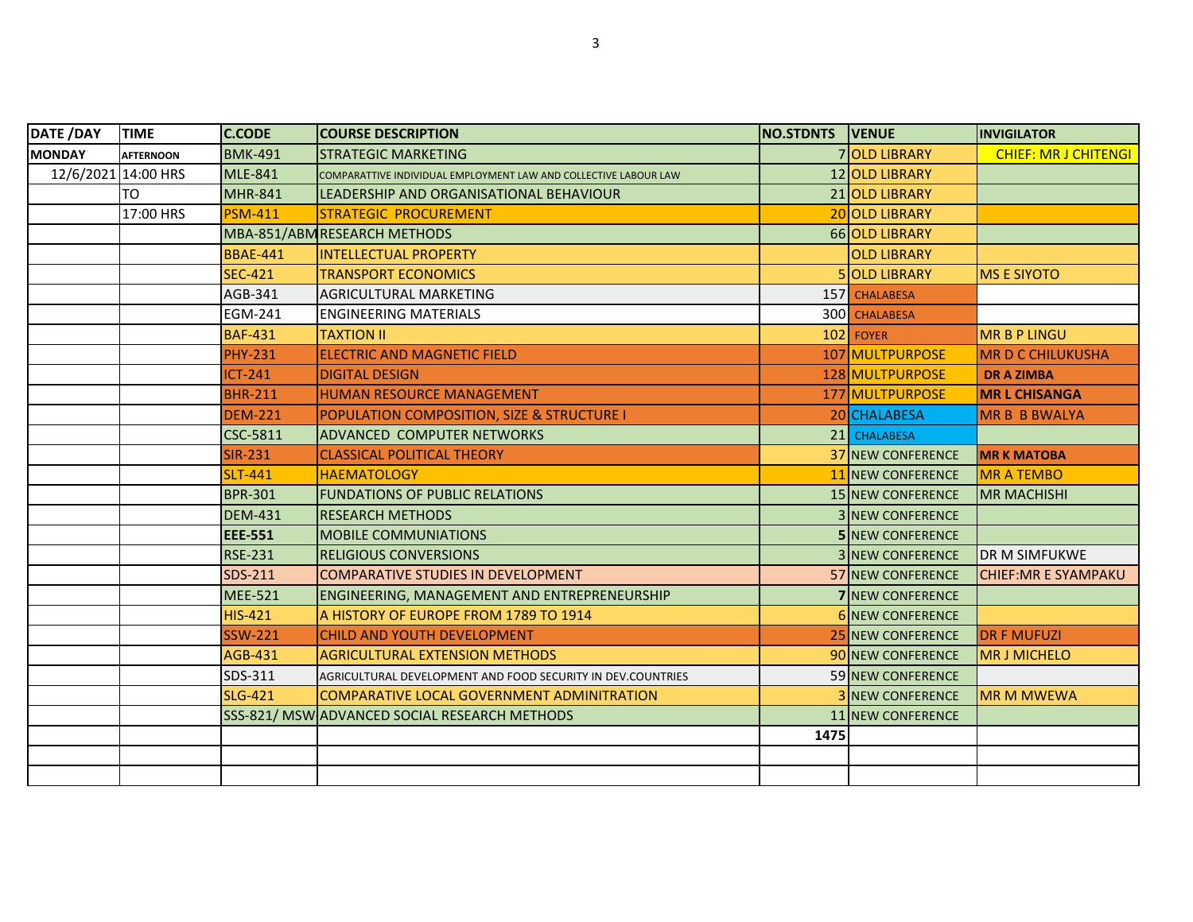| DATE /DAY | TIME | C.CODE | COURSE DESCRIPTION | NO.STDNTS | VENUE | INVIGILATOR |
|---|---|---|---|---|---|---|
| MONDAY | AFTERNOON | BMK-491 | STRATEGIC MARKETING | 7 | OLD LIBRARY | CHIEF: MR J CHITENGI |
| 12/6/2021 | 14:00 HRS | MLE-841 | COMPARATTIVE INDIVIDUAL EMPLOYMENT LAW AND COLLECTIVE LABOUR LAW | 12 | OLD LIBRARY | |
| | TO | MHR-841 | LEADERSHIP AND ORGANISATIONAL BEHAVIOUR | 21 | OLD LIBRARY | |
| | 17:00 HRS | PSM-411 | STRATEGIC PROCUREMENT | 20 | OLD LIBRARY | |
| | | MBA-851/ABM | RESEARCH METHODS | 66 | OLD LIBRARY | |
| | | BBAE-441 | INTELLECTUAL PROPERTY | | OLD LIBRARY | |
| | | SEC-421 | TRANSPORT ECONOMICS | 5 | OLD LIBRARY | MS E SIYOTO |
| | | AGB-341 | AGRICULTURAL MARKETING | 157 | CHALABESA | |
| | | EGM-241 | ENGINEERING MATERIALS | 300 | CHALABESA | |
| | | BAF-431 | TAXTION II | 102 | FOYER | MR B P LINGU |
| | | PHY-231 | ELECTRIC AND MAGNETIC FIELD | 107 | MULTPURPOSE | MR D C CHILUKUSHA |
| | | ICT-241 | DIGITAL DESIGN | 128 | MULTPURPOSE | DR A ZIMBA |
| | | BHR-211 | HUMAN RESOURCE MANAGEMENT | 177 | MULTPURPOSE | MR L CHISANGA |
| | | DEM-221 | POPULATION COMPOSITION, SIZE & STRUCTURE I | 20 | CHALABESA | MR B B BWALYA |
| | | CSC-5811 | ADVANCED COMPUTER NETWORKS | 21 | CHALABESA | |
| | | SIR-231 | CLASSICAL POLITICAL THEORY | 37 | NEW CONFERENCE | MR K MATOBA |
| | | SLT-441 | HAEMATOLOGY | 11 | NEW CONFERENCE | MR A TEMBO |
| | | BPR-301 | FUNDATIONS OF PUBLIC RELATIONS | 15 | NEW CONFERENCE | MR MACHISHI |
| | | DEM-431 | RESEARCH METHODS | 3 | NEW CONFERENCE | |
| | | **EEE-551** | MOBILE COMMUNIATIONS | **5** | NEW CONFERENCE | |
| | | RSE-231 | RELIGIOUS CONVERSIONS | 3 | NEW CONFERENCE | DR M SIMFUKWE |
| | | SDS-211 | COMPARATIVE STUDIES IN DEVELOPMENT | 57 | NEW CONFERENCE | CHIEF:MR E SYAMPAKU |
| | | MEE-521 | ENGINEERING, MANAGEMENT AND ENTREPRENEURSHIP | **7** | NEW CONFERENCE | |
| | | HIS-421 | A HISTORY OF EUROPE FROM 1789 TO 1914 | 6 | NEW CONFERENCE | |
| | | SSW-221 | CHILD AND YOUTH DEVELOPMENT | 25 | NEW CONFERENCE | DR F MUFUZI |
| | | AGB-431 | AGRICULTURAL EXTENSION METHODS | 90 | NEW CONFERENCE | MR J MICHELO |
| | | SDS-311 | AGRICULTURAL DEVELOPMENT AND FOOD SECURITY IN DEV.COUNTRIES | 59 | NEW CONFERENCE | |
| | | SLG-421 | COMPARATIVE LOCAL GOVERNMENT ADMINITRATION | 3 | NEW CONFERENCE | MR M MWEWA |
| | | SSS-821/ MSW | ADVANCED SOCIAL RESEARCH METHODS | 11 | NEW CONFERENCE | |
| | | | | **1475** | | |
| | | | | | | |
| | | | | | | |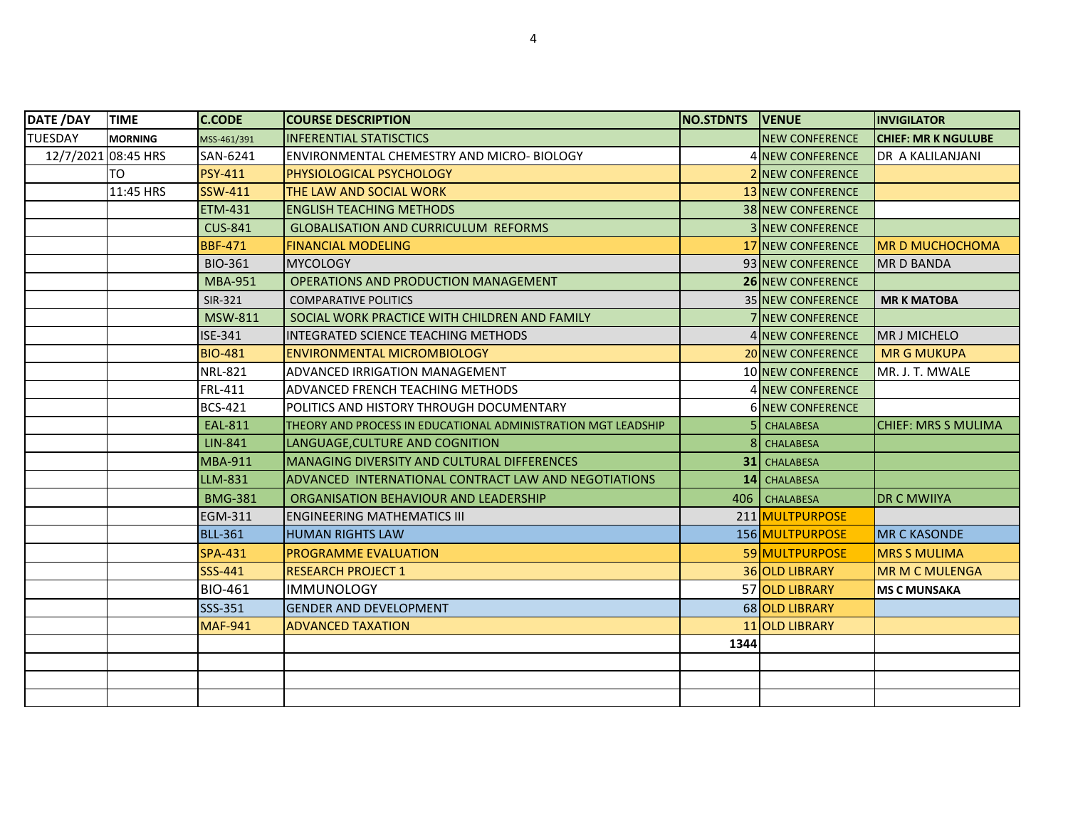| DATE /DAY | TIME | C.CODE | COURSE DESCRIPTION | NO.STDNTS | VENUE | INVIGILATOR |
|---|---|---|---|---|---|---|
| TUESDAY | MORNING | MSS-461/391 | INFERENTIAL STATISCTICS | | NEW CONFERENCE | CHIEF: MR K NGULUBE |
| 12/7/2021 | 08:45 HRS | SAN-6241 | ENVIRONMENTAL CHEMESTRY AND MICRO- BIOLOGY | 4 | NEW CONFERENCE | DR A KALILANJANI |
| | TO | PSY-411 | PHYSIOLOGICAL PSYCHOLOGY | 2 | NEW CONFERENCE | |
| | 11:45 HRS | SSW-411 | THE LAW AND SOCIAL WORK | 13 | NEW CONFERENCE | |
| | | ETM-431 | ENGLISH TEACHING METHODS | 38 | NEW CONFERENCE | |
| | | CUS-841 | GLOBALISATION AND CURRICULUM REFORMS | 3 | NEW CONFERENCE | |
| | | BBF-471 | FINANCIAL MODELING | 17 | NEW CONFERENCE | MR D MUCHOCHOMA |
| | | BIO-361 | MYCOLOGY | 93 | NEW CONFERENCE | MR D BANDA |
| | | MBA-951 | OPERATIONS AND PRODUCTION MANAGEMENT | **26** | NEW CONFERENCE | |
| | | SIR-321 | COMPARATIVE POLITICS | 35 | NEW CONFERENCE | **MR K MATOBA** |
| | | MSW-811 | SOCIAL WORK PRACTICE WITH CHILDREN AND FAMILY | 7 | NEW CONFERENCE | |
| | | ISE-341 | INTEGRATED SCIENCE TEACHING METHODS | 4 | NEW CONFERENCE | MR J MICHELO |
| | | BIO-481 | ENVIRONMENTAL MICROMBIOLOGY | 20 | NEW CONFERENCE | MR G MUKUPA |
| | | NRL-821 | ADVANCED IRRIGATION MANAGEMENT | 10 | NEW CONFERENCE | MR. J. T. MWALE |
| | | FRL-411 | ADVANCED FRENCH TEACHING METHODS | 4 | NEW CONFERENCE | |
| | | BCS-421 | POLITICS AND HISTORY THROUGH DOCUMENTARY | 6 | NEW CONFERENCE | |
| | | EAL-811 | THEORY AND PROCESS IN EDUCATIONAL ADMINISTRATION MGT LEADSHIP | 5 | CHALABESA | CHIEF: MRS S MULIMA |
| | | LIN-841 | LANGUAGE,CULTURE AND COGNITION | 8 | CHALABESA | |
| | | MBA-911 | MANAGING DIVERSITY AND CULTURAL DIFFERENCES | **31** | CHALABESA | |
| | | LLM-831 | ADVANCED INTERNATIONAL CONTRACT LAW AND NEGOTIATIONS | **14** | CHALABESA | |
| | | BMG-381 | ORGANISATION BEHAVIOUR AND LEADERSHIP | 406 | CHALABESA | DR C MWIIYA |
| | | EGM-311 | ENGINEERING MATHEMATICS III | 211 | MULTPURPOSE | |
| | | BLL-361 | HUMAN RIGHTS LAW | 156 | MULTPURPOSE | MR C KASONDE |
| | | SPA-431 | PROGRAMME EVALUATION | 59 | MULTPURPOSE | MRS S MULIMA |
| | | SSS-441 | RESEARCH PROJECT 1 | 36 | OLD LIBRARY | MR M C MULENGA |
| | | BIO-461 | IMMUNOLOGY | 57 | OLD LIBRARY | **MS C MUNSAKA** |
| | | SSS-351 | GENDER AND DEVELOPMENT | 68 | OLD LIBRARY | |
| | | MAF-941 | ADVANCED TAXATION | 11 | OLD LIBRARY | |
| | | | | **1344** | | |
| | | | | | | |
| | | | | | | |
| | | | | | | |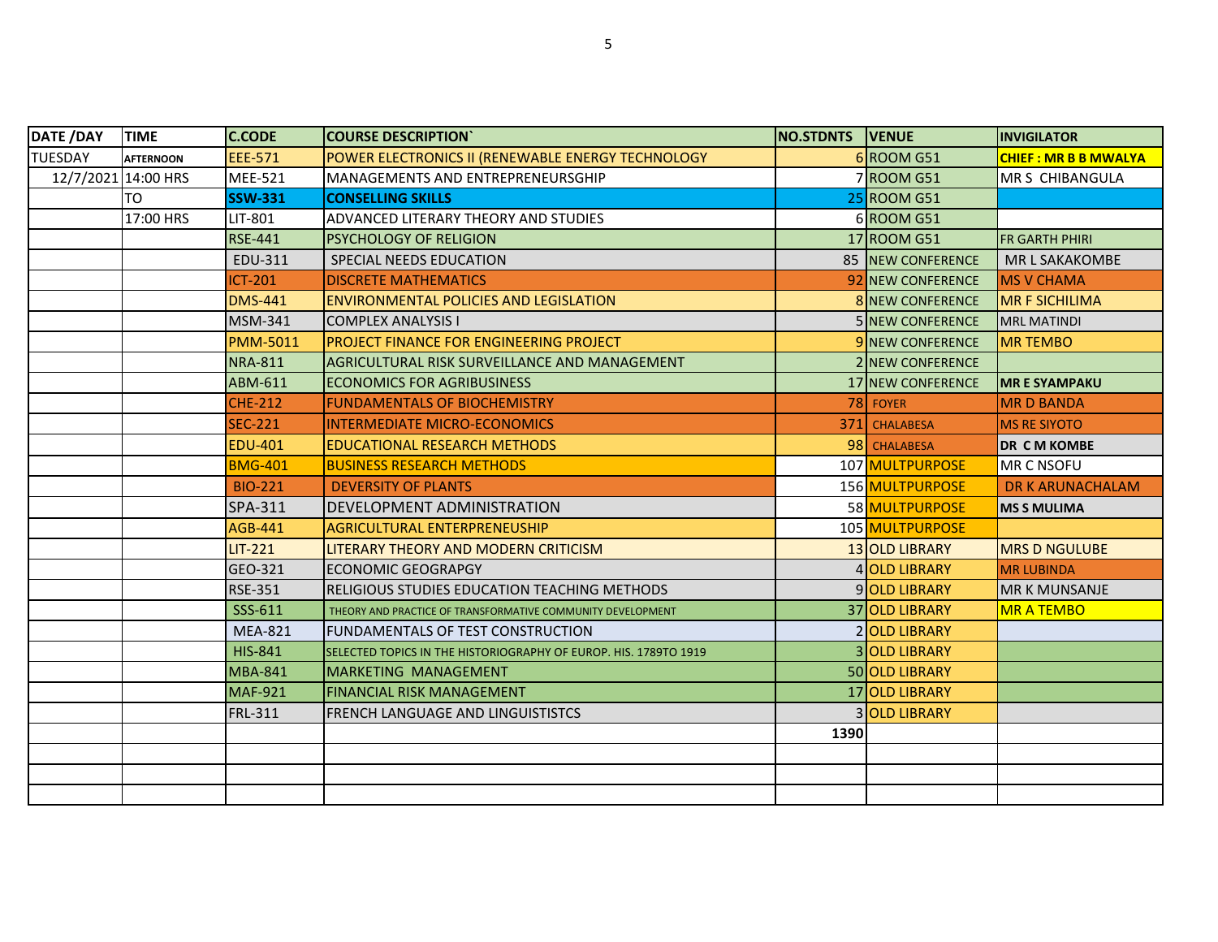| DATE /DAY | TIME | C.CODE | COURSE DESCRIPTION` | NO.STDNTS | VENUE | INVIGILATOR |
|---|---|---|---|---|---|---|
| TUESDAY | AFTERNOON | EEE-571 | POWER ELECTRONICS II (RENEWABLE ENERGY TECHNOLOGY | 6 | ROOM G51 | CHIEF : MR B B MWALYA |
| 12/7/2021 | 14:00 HRS | MEE-521 | MANAGEMENTS AND ENTREPRENEURSGHIP | 7 | ROOM G51 | MR S CHIBANGULA |
| | TO | SSW-331 | CONSELLING SKILLS | 25 | ROOM G51 | |
| | 17:00 HRS | LIT-801 | ADVANCED LITERARY THEORY AND STUDIES | 6 | ROOM G51 | |
| | | RSE-441 | PSYCHOLOGY OF RELIGION | 17 | ROOM G51 | FR GARTH PHIRI |
| | | EDU-311 | SPECIAL NEEDS EDUCATION | 85 | NEW CONFERENCE | MR L SAKAKOMBE |
| | | ICT-201 | DISCRETE MATHEMATICS | 92 | NEW CONFERENCE | MS V CHAMA |
| | | DMS-441 | ENVIRONMENTAL POLICIES AND LEGISLATION | 8 | NEW CONFERENCE | MR F SICHILIMA |
| | | MSM-341 | COMPLEX ANALYSIS I | 5 | NEW CONFERENCE | MRL MATINDI |
| | | PMM-5011 | PROJECT FINANCE FOR ENGINEERING PROJECT | 9 | NEW CONFERENCE | MR TEMBO |
| | | NRA-811 | AGRICULTURAL RISK SURVEILLANCE AND MANAGEMENT | 2 | NEW CONFERENCE | |
| | | ABM-611 | ECONOMICS FOR AGRIBUSINESS | 17 | NEW CONFERENCE | MR E SYAMPAKU |
| | | CHE-212 | FUNDAMENTALS OF BIOCHEMISTRY | 78 | FOYER | MR D BANDA |
| | | SEC-221 | INTERMEDIATE MICRO-ECONOMICS | 371 | CHALABESA | MS RE SIYOTO |
| | | EDU-401 | EDUCATIONAL RESEARCH METHODS | 98 | CHALABESA | DR C M KOMBE |
| | | BMG-401 | BUSINESS RESEARCH METHODS | 107 | MULTPURPOSE | MR C NSOFU |
| | | BIO-221 | DEVERSITY OF PLANTS | 156 | MULTPURPOSE | DR K ARUNACHALAM |
| | | SPA-311 | DEVELOPMENT ADMINISTRATION | 58 | MULTPURPOSE | MS S MULIMA |
| | | AGB-441 | AGRICULTURAL ENTERPRENEUSHIP | 105 | MULTPURPOSE | |
| | | LIT-221 | LITERARY THEORY AND MODERN CRITICISM | 13 | OLD LIBRARY | MRS D NGULUBE |
| | | GEO-321 | ECONOMIC GEOGRAPGY | 4 | OLD LIBRARY | MR LUBINDA |
| | | RSE-351 | RELIGIOUS STUDIES EDUCATION TEACHING METHODS | 9 | OLD LIBRARY | MR K MUNSANJE |
| | | SSS-611 | THEORY AND PRACTICE OF TRANSFORMATIVE COMMUNITY DEVELOPMENT | 37 | OLD LIBRARY | MR A TEMBO |
| | | MEA-821 | FUNDAMENTALS OF TEST CONSTRUCTION | 2 | OLD LIBRARY | |
| | | HIS-841 | SELECTED TOPICS IN THE HISTORIOGRAPHY OF EUROP. HIS. 1789TO 1919 | 3 | OLD LIBRARY | |
| | | MBA-841 | MARKETING MANAGEMENT | 50 | OLD LIBRARY | |
| | | MAF-921 | FINANCIAL RISK MANAGEMENT | 17 | OLD LIBRARY | |
| | | FRL-311 | FRENCH LANGUAGE AND LINGUISTISTCS | 3 | OLD LIBRARY | |
| | | | | 1390 | | |
| | | | | | | |
| | | | | | | |
| | | | | | | |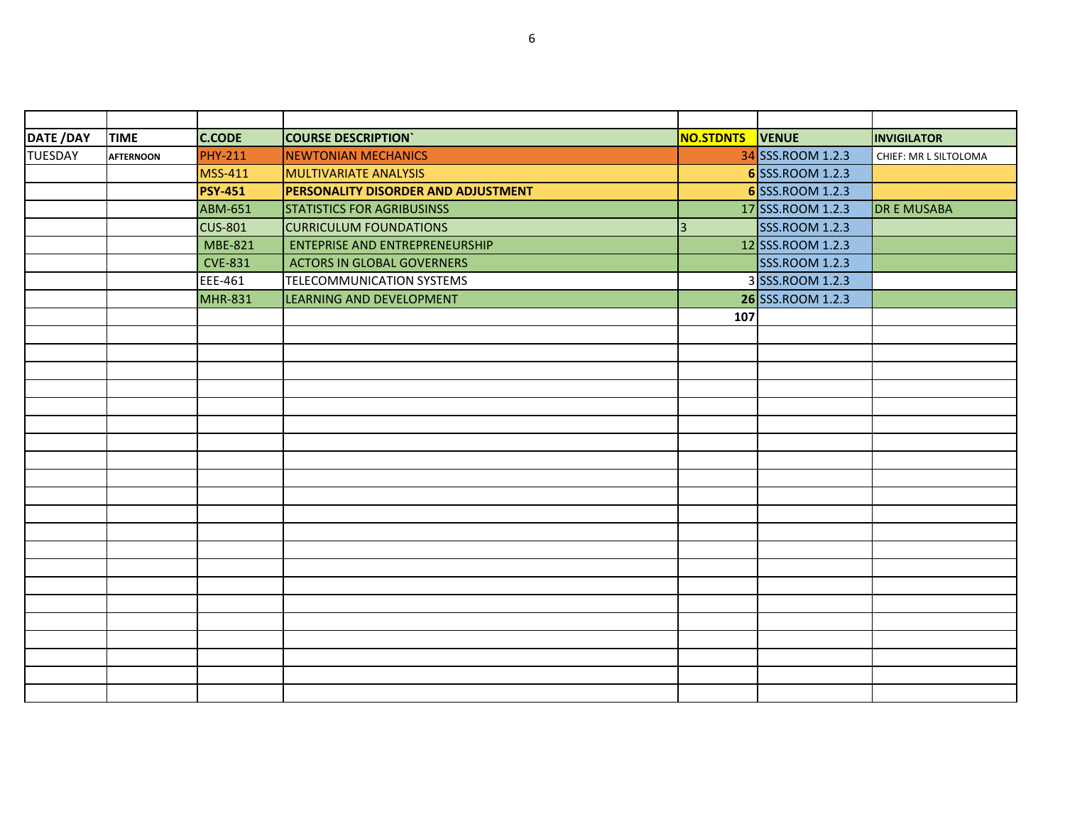| DATE /DAY | TIME | C.CODE | COURSE DESCRIPTION` | NO.STDNTS | VENUE | INVIGILATOR |
|---|---|---|---|---|---|---|
| TUESDAY | AFTERNOON | PHY-211 | NEWTONIAN MECHANICS | 34 | SSS.ROOM 1.2.3 | CHIEF: MR L SILTOLOMA |
| | | MSS-411 | MULTIVARIATE ANALYSIS | **6** | SSS.ROOM 1.2.3 | |
| | | **PSY-451** | **PERSONALITY DISORDER AND ADJUSTMENT** | **6** | SSS.ROOM 1.2.3 | |
| | | ABM-651 | STATISTICS FOR AGRIBUSINSS | 17 | SSS.ROOM 1.2.3 | DR E MUSABA |
| | | CUS-801 | CURRICULUM FOUNDATIONS | 3 | SSS.ROOM 1.2.3 | |
| | | MBE-821 | ENTEPRISE AND ENTREPRENEURSHIP | 12 | SSS.ROOM 1.2.3 | |
| | | CVE-831 | ACTORS IN GLOBAL GOVERNERS | | SSS.ROOM 1.2.3 | |
| | | EEE-461 | TELECOMMUNICATION SYSTEMS | 3 | SSS.ROOM 1.2.3 | |
| | | MHR-831 | LEARNING AND DEVELOPMENT | **26** | SSS.ROOM 1.2.3 | |
| | | | | **107** | | |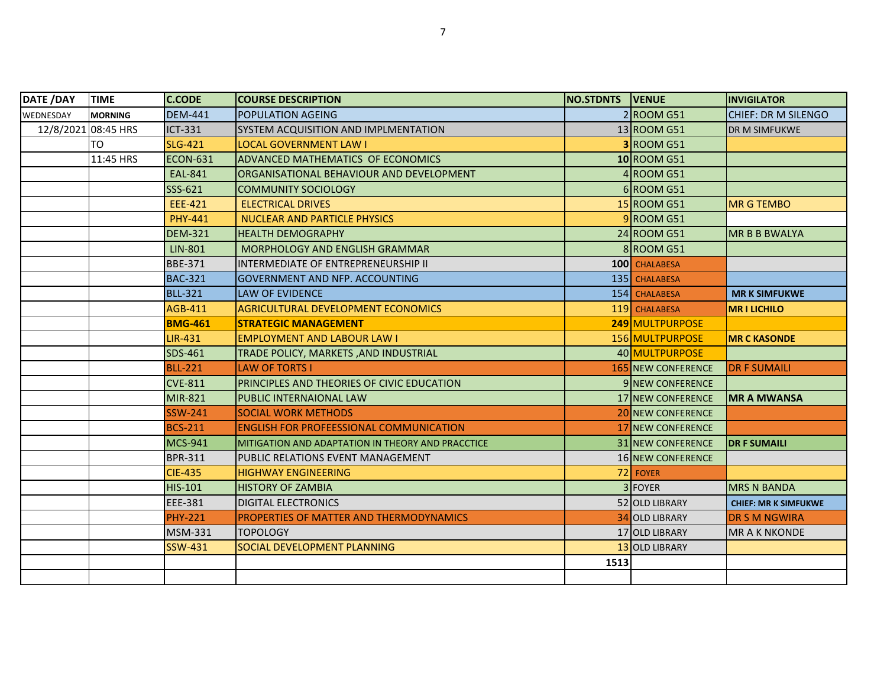| DATE /DAY | TIME | C.CODE | COURSE DESCRIPTION | NO.STDNTS | VENUE | INVIGILATOR |
|---|---|---|---|---|---|---|
| WEDNESDAY | **MORNING** | DEM-441 | POPULATION AGEING | 2 | ROOM G51 | CHIEF: DR M SILENGO |
| 12/8/2021 | 08:45 HRS | ICT-331 | SYSTEM ACQUISITION AND IMPLMENTATION | 13 | ROOM G51 | DR M SIMFUKWE |
| | TO | SLG-421 | LOCAL GOVERNMENT LAW I | **3** | ROOM G51 | |
| | 11:45 HRS | ECON-631 | ADVANCED MATHEMATICS OF ECONOMICS | **10** | ROOM G51 | |
| | | EAL-841 | ORGANISATIONAL BEHAVIOUR AND DEVELOPMENT | 4 | ROOM G51 | |
| | | SSS-621 | COMMUNITY SOCIOLOGY | 6 | ROOM G51 | |
| | | EEE-421 | ELECTRICAL DRIVES | 15 | ROOM G51 | MR G TEMBO |
| | | PHY-441 | NUCLEAR AND PARTICLE PHYSICS | 9 | ROOM G51 | |
| | | DEM-321 | HEALTH DEMOGRAPHY | 24 | ROOM G51 | MR B B BWALYA |
| | | LIN-801 | MORPHOLOGY AND ENGLISH GRAMMAR | 8 | ROOM G51 | |
| | | BBE-371 | INTERMEDIATE OF ENTREPRENEURSHIP II | **100** | CHALABESA | |
| | | BAC-321 | GOVERNMENT AND NFP. ACCOUNTING | 135 | CHALABESA | |
| | | BLL-321 | LAW OF EVIDENCE | 154 | CHALABESA | **MR K SIMFUKWE** |
| | | AGB-411 | AGRICULTURAL DEVELOPMENT ECONOMICS | 119 | CHALABESA | **MR I LICHILO** |
| | | **BMG-461** | **STRATEGIC MANAGEMENT** | **249** | MULTPURPOSE | |
| | | LIR-431 | EMPLOYMENT AND LABOUR LAW I | 156 | MULTPURPOSE | **MR C KASONDE** |
| | | SDS-461 | TRADE POLICY, MARKETS ,AND INDUSTRIAL | 40 | MULTPURPOSE | |
| | | BLL-221 | LAW OF TORTS I | 165 | NEW CONFERENCE | DR F SUMAILI |
| | | CVE-811 | PRINCIPLES AND THEORIES OF CIVIC EDUCATION | 9 | NEW CONFERENCE | |
| | | MIR-821 | PUBLIC INTERNAIONAL LAW | 17 | NEW CONFERENCE | **MR A MWANSA** |
| | | SSW-241 | SOCIAL WORK METHODS | 20 | NEW CONFERENCE | |
| | | BCS-211 | ENGLISH FOR PROFEESSIONAL COMMUNICATION | 17 | NEW CONFERENCE | |
| | | MCS-941 | MITIGATION AND ADAPTATION IN THEORY AND PRACCTICE | 31 | NEW CONFERENCE | **DR F SUMAILI** |
| | | BPR-311 | PUBLIC RELATIONS EVENT MANAGEMENT | 16 | NEW CONFERENCE | |
| | | CIE-435 | HIGHWAY ENGINEERING | 72 | FOYER | |
| | | HIS-101 | HISTORY OF ZAMBIA | 3 | FOYER | MRS N BANDA |
| | | EEE-381 | DIGITAL ELECTRONICS | 52 | OLD LIBRARY | **CHIEF: MR K SIMFUKWE** |
| | | PHY-221 | PROPERTIES OF MATTER AND THERMODYNAMICS | 34 | OLD LIBRARY | DR S M NGWIRA |
| | | MSM-331 | TOPOLOGY | 17 | OLD LIBRARY | MR A K NKONDE |
| | | SSW-431 | SOCIAL DEVELOPMENT PLANNING | 13 | OLD LIBRARY | |
| | | | | **1513** | | |
| | | | | | | |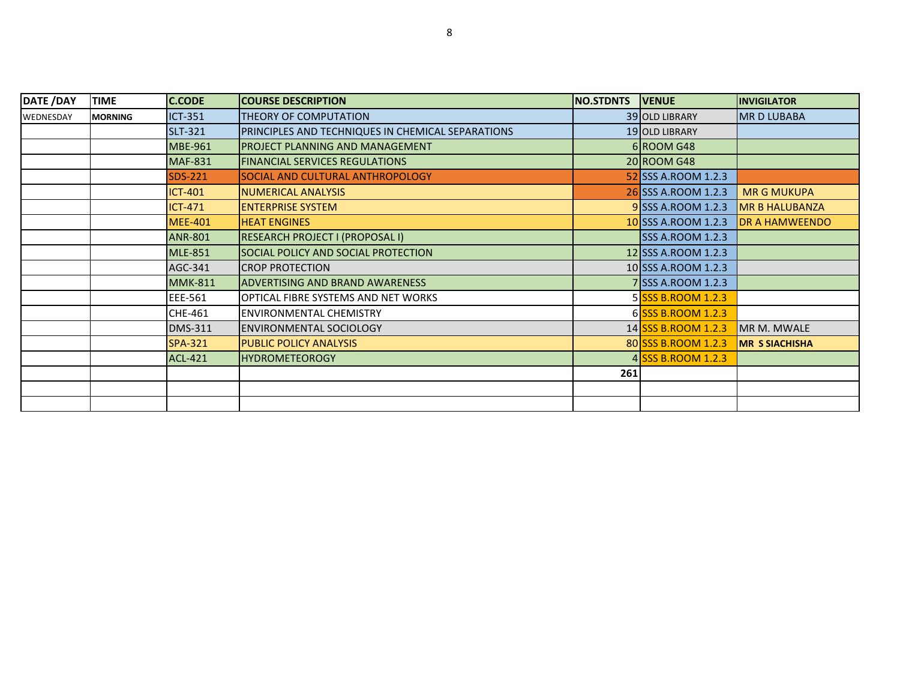| DATE /DAY | TIME | C.CODE | COURSE DESCRIPTION | NO.STDNTS | VENUE | INVIGILATOR |
|---|---|---|---|---|---|---|
| WEDNESDAY | **MORNING** | ICT-351 | THEORY OF COMPUTATION | 39 | OLD LIBRARY | MR D LUBABA |
| | | SLT-321 | PRINCIPLES AND TECHNIQUES IN CHEMICAL SEPARATIONS | 19 | OLD LIBRARY | |
| | | MBE-961 | PROJECT PLANNING AND MANAGEMENT | 6 | ROOM G48 | |
| | | MAF-831 | FINANCIAL SERVICES REGULATIONS | 20 | ROOM G48 | |
| | | SDS-221 | SOCIAL AND CULTURAL ANTHROPOLOGY | 52 | SSS A.ROOM 1.2.3 | |
| | | ICT-401 | NUMERICAL ANALYSIS | 26 | SSS A.ROOM 1.2.3 | MR G MUKUPA |
| | | ICT-471 | ENTERPRISE SYSTEM | 9 | SSS A.ROOM 1.2.3 | MR B HALUBANZA |
| | | MEE-401 | HEAT ENGINES | 10 | SSS A.ROOM 1.2.3 | DR A HAMWEENDO |
| | | ANR-801 | RESEARCH PROJECT I (PROPOSAL I) | | SSS A.ROOM 1.2.3 | |
| | | MLE-851 | SOCIAL POLICY AND SOCIAL PROTECTION | 12 | SSS A.ROOM 1.2.3 | |
| | | AGC-341 | CROP PROTECTION | 10 | SSS A.ROOM 1.2.3 | |
| | | MMK-811 | ADVERTISING AND BRAND AWARENESS | 7 | SSS A.ROOM 1.2.3 | |
| | | EEE-561 | OPTICAL FIBRE SYSTEMS AND NET WORKS | 5 | SSS B.ROOM 1.2.3 | |
| | | CHE-461 | ENVIRONMENTAL CHEMISTRY | 6 | SSS B.ROOM 1.2.3 | |
| | | DMS-311 | ENVIRONMENTAL SOCIOLOGY | 14 | SSS B.ROOM 1.2.3 | MR M. MWALE |
| | | SPA-321 | PUBLIC POLICY ANALYSIS | 80 | SSS B.ROOM 1.2.3 | **MR S SIACHISHA** |
| | | ACL-421 | HYDROMETEOROGY | 4 | SSS B.ROOM 1.2.3 | |
| | | | | **261** | | |
| | | | | | | |
| | | | | | | |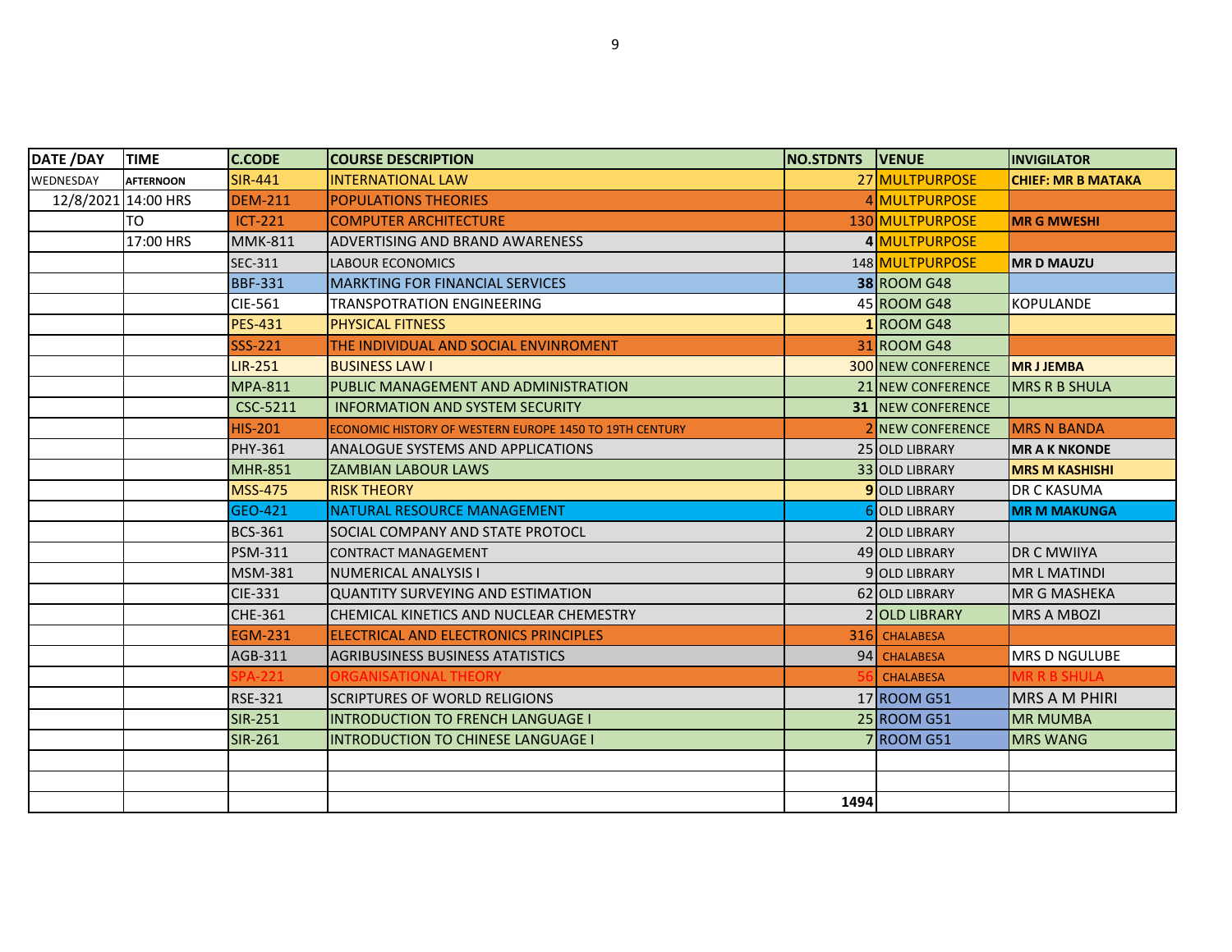| DATE /DAY | TIME | C.CODE | COURSE DESCRIPTION | NO.STDNTS | VENUE | INVIGILATOR |
|---|---|---|---|---|---|---|
| WEDNESDAY | AFTERNOON | SIR-441 | INTERNATIONAL LAW | 27 | MULTPURPOSE | **CHIEF: MR B MATAKA** |
| 12/8/2021 | 14:00 HRS | DEM-211 | POPULATIONS THEORIES | 4 | MULTPURPOSE | |
| | TO | ICT-221 | COMPUTER ARCHITECTURE | 130 | MULTPURPOSE | **MR G MWESHI** |
| | 17:00 HRS | MMK-811 | ADVERTISING AND BRAND AWARENESS | **4** | MULTPURPOSE | |
| | | SEC-311 | LABOUR ECONOMICS | 148 | MULTPURPOSE | **MR D MAUZU** |
| | | BBF-331 | MARKTING FOR FINANCIAL SERVICES | **38** | ROOM G48 | |
| | | CIE-561 | TRANSPOTRATION ENGINEERING | 45 | ROOM G48 | KOPULANDE |
| | | PES-431 | PHYSICAL FITNESS | **1** | ROOM G48 | |
| | | SSS-221 | THE INDIVIDUAL AND SOCIAL ENVINROMENT | 31 | ROOM G48 | |
| | | LIR-251 | BUSINESS LAW I | 300 | NEW CONFERENCE | **MR J JEMBA** |
| | | MPA-811 | PUBLIC MANAGEMENT AND ADMINISTRATION | 21 | NEW CONFERENCE | MRS R B SHULA |
| | | CSC-5211 | INFORMATION AND SYSTEM SECURITY | **31** | NEW CONFERENCE | |
| | | HIS-201 | ECONOMIC HISTORY OF WESTERN EUROPE 1450 TO 19TH CENTURY | 2 | NEW CONFERENCE | MRS N BANDA |
| | | PHY-361 | ANALOGUE SYSTEMS AND APPLICATIONS | 25 | OLD LIBRARY | **MR A K NKONDE** |
| | | MHR-851 | ZAMBIAN LABOUR LAWS | 33 | OLD LIBRARY | **MRS M KASHISHI** |
| | | MSS-475 | RISK THEORY | **9** | OLD LIBRARY | DR C KASUMA |
| | | GEO-421 | NATURAL RESOURCE MANAGEMENT | 6 | OLD LIBRARY | **MR M MAKUNGA** |
| | | BCS-361 | SOCIAL COMPANY AND STATE PROTOCL | 2 | OLD LIBRARY | |
| | | PSM-311 | CONTRACT MANAGEMENT | 49 | OLD LIBRARY | DR C MWIIYA |
| | | MSM-381 | NUMERICAL ANALYSIS I | 9 | OLD LIBRARY | MR L MATINDI |
| | | CIE-331 | QUANTITY SURVEYING AND ESTIMATION | 62 | OLD LIBRARY | MR G MASHEKA |
| | | CHE-361 | CHEMICAL KINETICS AND NUCLEAR CHEMESTRY | 2 | OLD LIBRARY | MRS A MBOZI |
| | | EGM-231 | ELECTRICAL AND ELECTRONICS PRINCIPLES | 316 | CHALABESA | |
| | | AGB-311 | AGRIBUSINESS BUSINESS ATATISTICS | 94 | CHALABESA | MRS D NGULUBE |
| | | SPA-221 | ORGANISATIONAL THEORY | 56 | CHALABESA | MR R B SHULA |
| | | RSE-321 | SCRIPTURES OF WORLD RELIGIONS | 17 | ROOM G51 | MRS A M PHIRI |
| | | SIR-251 | INTRODUCTION TO FRENCH LANGUAGE I | 25 | ROOM G51 | MR MUMBA |
| | | SIR-261 | INTRODUCTION TO CHINESE LANGUAGE I | 7 | ROOM G51 | MRS WANG |
| | | | | | | |
| | | | | | | |
| | | | | **1494** | | |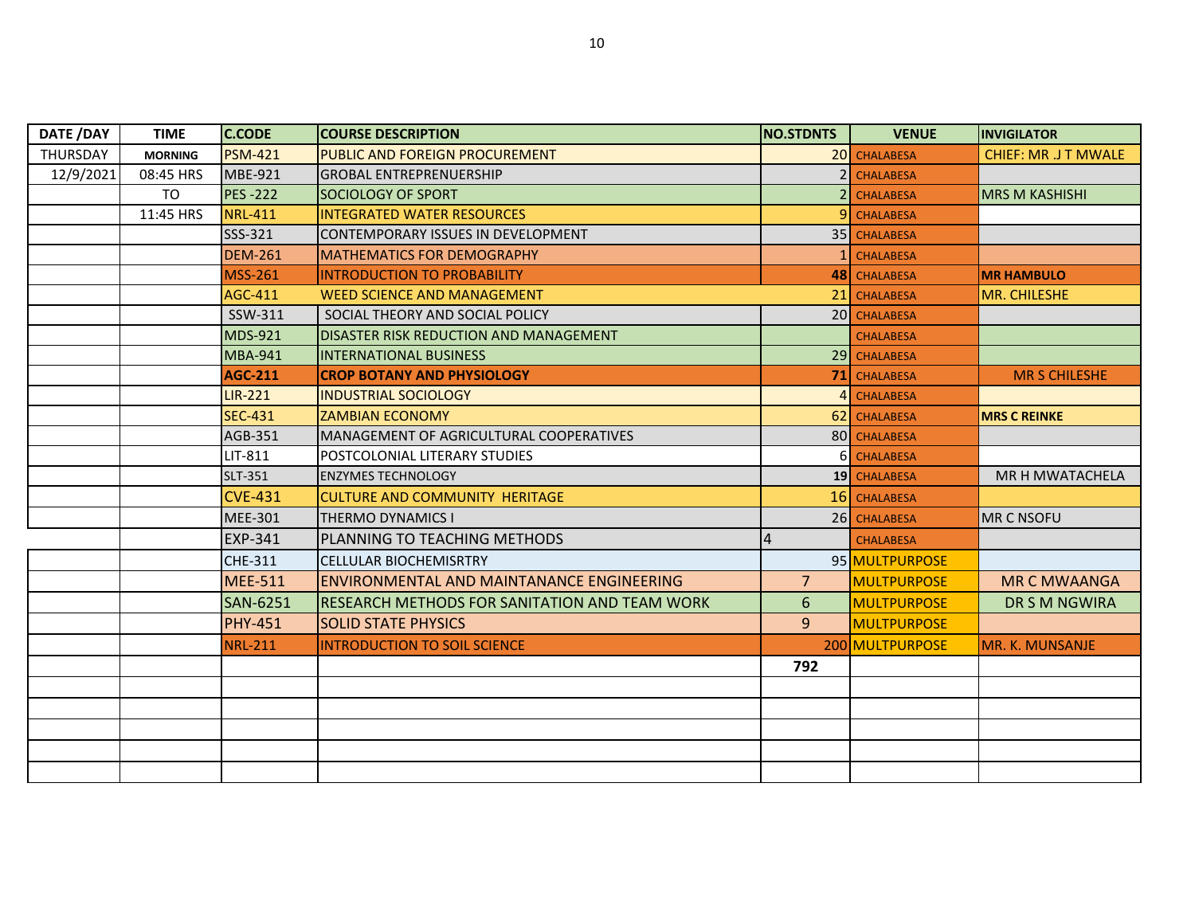| DATE /DAY | TIME | C.CODE | COURSE DESCRIPTION | NO.STDNTS | VENUE | INVIGILATOR |
|---|---|---|---|---|---|---|
| THURSDAY | **MORNING** | PSM-421 | PUBLIC AND FOREIGN PROCUREMENT | 20 | CHALABESA | CHIEF: MR .J T MWALE |
| 12/9/2021 | 08:45 HRS | MBE-921 | GROBAL ENTREPRENUERSHIP | 2 | CHALABESA | |
| | TO | PES -222 | SOCIOLOGY OF SPORT | 2 | CHALABESA | MRS M KASHISHI |
| | 11:45 HRS | NRL-411 | INTEGRATED WATER RESOURCES | 9 | CHALABESA | |
| | | SSS-321 | CONTEMPORARY ISSUES IN DEVELOPMENT | 35 | CHALABESA | |
| | | DEM-261 | MATHEMATICS FOR DEMOGRAPHY | 1 | CHALABESA | |
| | | MSS-261 | INTRODUCTION TO PROBABILITY | **48** | CHALABESA | **MR HAMBULO** |
| | | AGC-411 | WEED SCIENCE AND MANAGEMENT | 21 | CHALABESA | MR. CHILESHE |
| | | SSW-311 | SOCIAL THEORY AND SOCIAL POLICY | 20 | CHALABESA | |
| | | MDS-921 | DISASTER RISK REDUCTION AND MANAGEMENT | | CHALABESA | |
| | | MBA-941 | INTERNATIONAL BUSINESS | 29 | CHALABESA | |
| | | **AGC-211** | **CROP BOTANY AND PHYSIOLOGY** | **71** | CHALABESA | MR S CHILESHE |
| | | LIR-221 | INDUSTRIAL SOCIOLOGY | 4 | CHALABESA | |
| | | SEC-431 | ZAMBIAN ECONOMY | 62 | CHALABESA | **MRS C REINKE** |
| | | AGB-351 | MANAGEMENT OF AGRICULTURAL COOPERATIVES | 80 | CHALABESA | |
| | | LIT-811 | POSTCOLONIAL LITERARY STUDIES | 6 | CHALABESA | |
| | | SLT-351 | ENZYMES TECHNOLOGY | **19** | CHALABESA | MR H MWATACHELA |
| | | CVE-431 | CULTURE AND COMMUNITY HERITAGE | 16 | CHALABESA | |
| | | MEE-301 | THERMO DYNAMICS I | 26 | CHALABESA | MR C NSOFU |
| | | EXP-341 | PLANNING TO TEACHING METHODS | 4 | CHALABESA | |
| | | CHE-311 | CELLULAR BIOCHEMISRTRY | 95 | MULTPURPOSE | |
| | | MEE-511 | ENVIRONMENTAL AND MAINTANANCE ENGINEERING | 7 | MULTPURPOSE | MR C MWAANGA |
| | | SAN-6251 | RESEARCH METHODS FOR SANITATION AND TEAM WORK | 6 | MULTPURPOSE | DR S M NGWIRA |
| | | PHY-451 | SOLID STATE PHYSICS | 9 | MULTPURPOSE | |
| | | NRL-211 | INTRODUCTION TO SOIL SCIENCE | 200 | MULTPURPOSE | MR. K. MUNSANJE |
| | | | | **792** | | |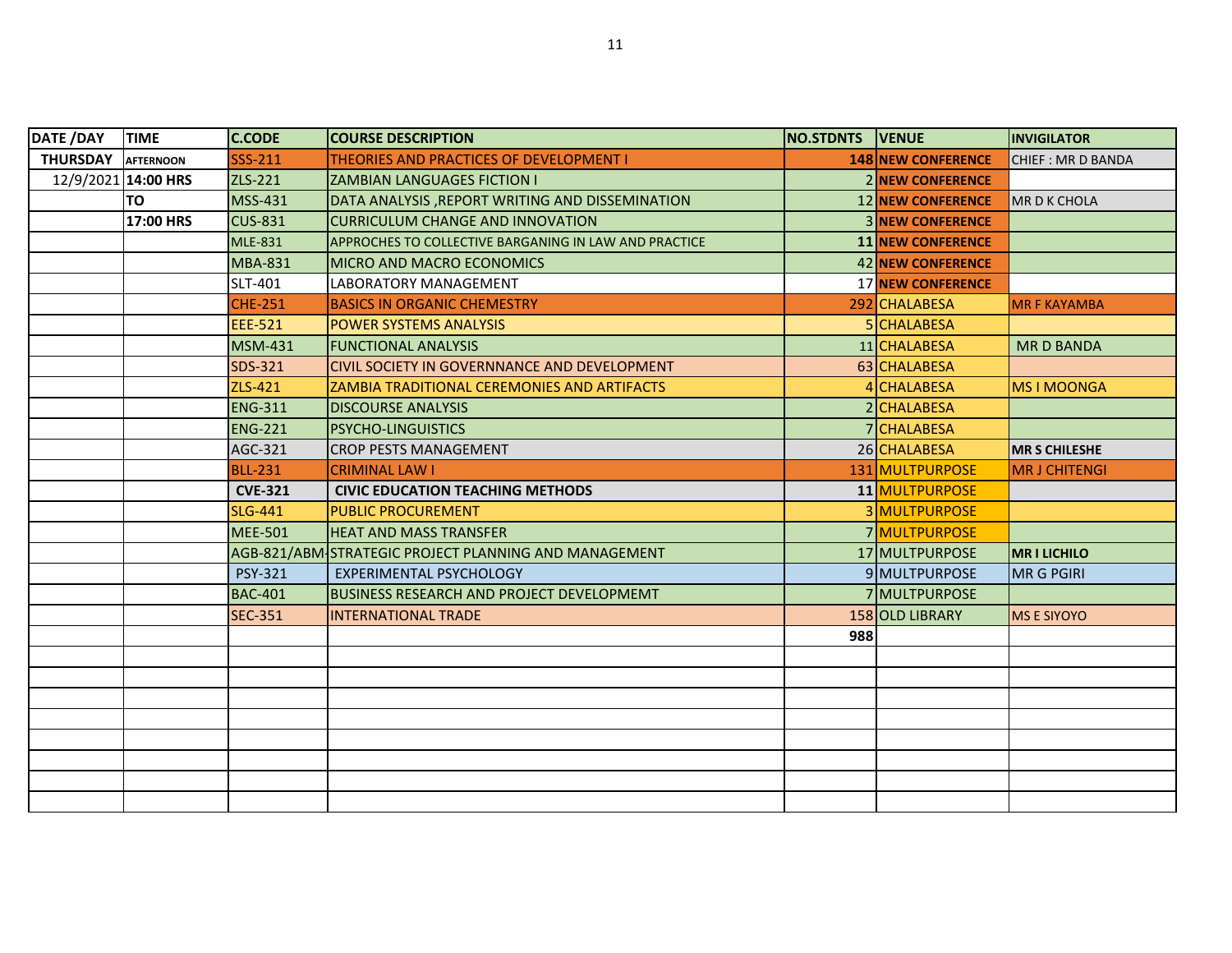| DATE /DAY | TIME | C.CODE | COURSE DESCRIPTION | NO.STDNTS | VENUE | INVIGILATOR |
|---|---|---|---|---|---|---|
| **THURSDAY** | **AFTERNOON** | SSS-211 | THEORIES AND PRACTICES OF DEVELOPMENT I | **148** | **NEW CONFERENCE** | CHIEF : MR D BANDA |
| 12/9/2021 | **14:00 HRS** | ZLS-221 | ZAMBIAN LANGUAGES FICTION I | 2 | **NEW CONFERENCE** | |
| | **TO** | MSS-431 | DATA ANALYSIS ,REPORT WRITING AND DISSEMINATION | 12 | **NEW CONFERENCE** | MR D K CHOLA |
| | **17:00 HRS** | CUS-831 | CURRICULUM CHANGE AND INNOVATION | 3 | **NEW CONFERENCE** | |
| | | MLE-831 | APPROCHES TO COLLECTIVE BARGANING IN LAW AND PRACTICE | **11** | **NEW CONFERENCE** | |
| | | MBA-831 | MICRO AND MACRO ECONOMICS | 42 | **NEW CONFERENCE** | |
| | | SLT-401 | LABORATORY MANAGEMENT | 17 | **NEW CONFERENCE** | |
| | | CHE-251 | BASICS IN ORGANIC CHEMESTRY | 292 | CHALABESA | MR F KAYAMBA |
| | | EEE-521 | POWER SYSTEMS ANALYSIS | 5 | CHALABESA | |
| | | MSM-431 | FUNCTIONAL ANALYSIS | 11 | CHALABESA | MR D BANDA |
| | | SDS-321 | CIVIL SOCIETY IN GOVERNNANCE AND DEVELOPMENT | 63 | CHALABESA | |
| | | ZLS-421 | ZAMBIA TRADITIONAL CEREMONIES AND ARTIFACTS | 4 | CHALABESA | MS I MOONGA |
| | | ENG-311 | DISCOURSE ANALYSIS | 2 | CHALABESA | |
| | | ENG-221 | PSYCHO-LINGUISTICS | 7 | CHALABESA | |
| | | AGC-321 | CROP PESTS MANAGEMENT | 26 | CHALABESA | **MR S CHILESHE** |
| | | BLL-231 | CRIMINAL LAW I | 131 | MULTPURPOSE | MR J CHITENGI |
| | | **CVE-321** | **CIVIC EDUCATION TEACHING METHODS** | **11** | MULTPURPOSE | |
| | | SLG-441 | PUBLIC PROCUREMENT | 3 | MULTPURPOSE | |
| | | MEE-501 | HEAT AND MASS TRANSFER | 7 | MULTPURPOSE | |
| | | AGB-821/ABM- | STRATEGIC PROJECT PLANNING AND MANAGEMENT | 17 | MULTPURPOSE | **MR I LICHILO** |
| | | PSY-321 | EXPERIMENTAL PSYCHOLOGY | 9 | MULTPURPOSE | MR G PGIRI |
| | | BAC-401 | BUSINESS RESEARCH AND PROJECT DEVELOPMEMT | 7 | MULTPURPOSE | |
| | | SEC-351 | INTERNATIONAL TRADE | 158 | OLD LIBRARY | MS E SIYOYO |
| | | | | **988** | | |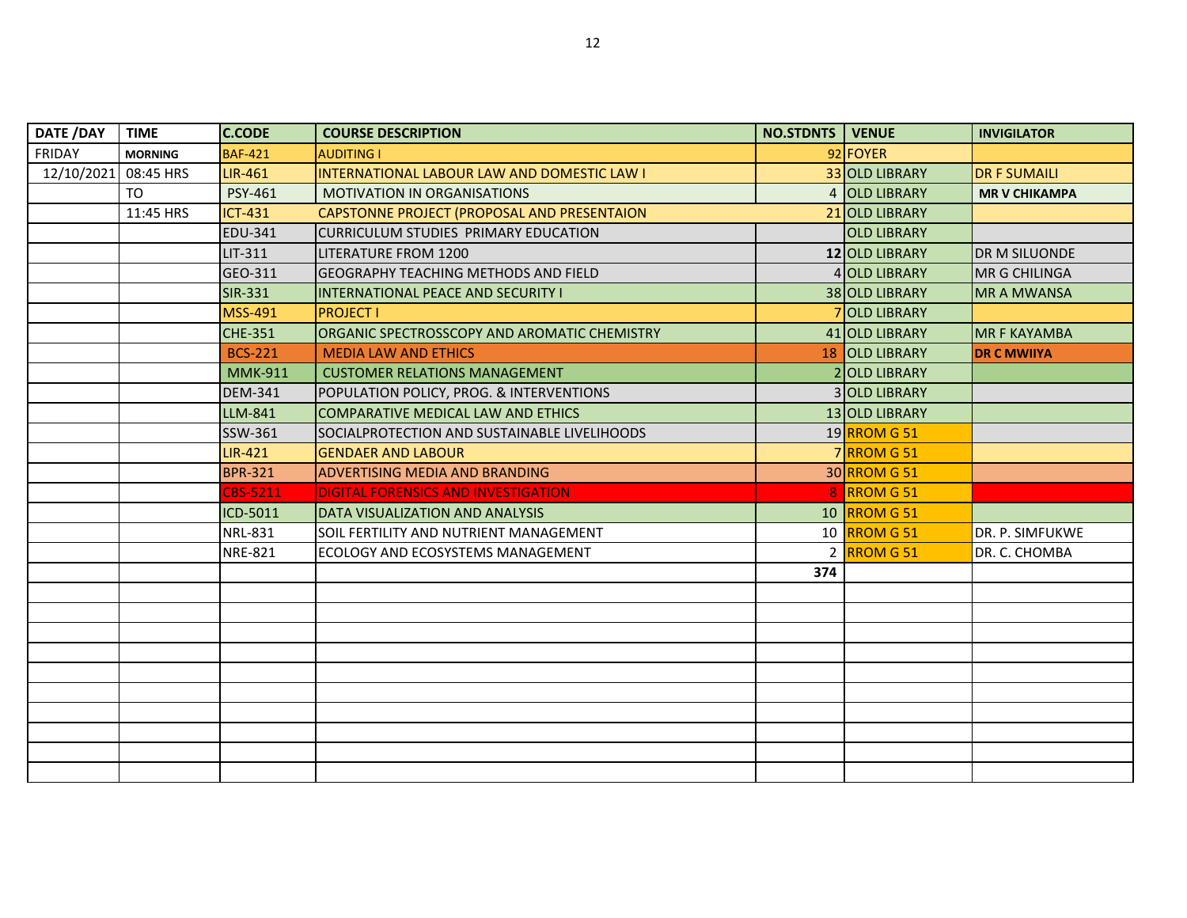| DATE /DAY | TIME | C.CODE | COURSE DESCRIPTION | NO.STDNTS | VENUE | INVIGILATOR |
|---|---|---|---|---|---|---|
| FRIDAY | **MORNING** | BAF-421 | AUDITING I | 92 | FOYER | |
| 12/10/2021 | 08:45 HRS | LIR-461 | INTERNATIONAL LABOUR LAW AND DOMESTIC LAW I | 33 | OLD LIBRARY | DR F SUMAILI |
| | TO | PSY-461 | MOTIVATION IN ORGANISATIONS | 4 | OLD LIBRARY | **MR V CHIKAMPA** |
| | 11:45 HRS | ICT-431 | CAPSTONNE PROJECT (PROPOSAL AND PRESENTAION | 21 | OLD LIBRARY | |
| | | EDU-341 | CURRICULUM STUDIES PRIMARY EDUCATION | | OLD LIBRARY | |
| | | LIT-311 | LITERATURE FROM 1200 | **12** | OLD LIBRARY | DR M SILUONDE |
| | | GEO-311 | GEOGRAPHY TEACHING METHODS AND FIELD | 4 | OLD LIBRARY | MR G CHILINGA |
| | | SIR-331 | INTERNATIONAL PEACE AND SECURITY I | 38 | OLD LIBRARY | MR A MWANSA |
| | | MSS-491 | PROJECT I | 7 | OLD LIBRARY | |
| | | CHE-351 | ORGANIC SPECTROSSCOPY AND AROMATIC CHEMISTRY | 41 | OLD LIBRARY | MR F KAYAMBA |
| | | BCS-221 | MEDIA LAW AND ETHICS | 18 | OLD LIBRARY | **DR C MWIIYA** |
| | | MMK-911 | CUSTOMER RELATIONS MANAGEMENT | 2 | OLD LIBRARY | |
| | | DEM-341 | POPULATION POLICY, PROG. & INTERVENTIONS | 3 | OLD LIBRARY | |
| | | LLM-841 | COMPARATIVE MEDICAL LAW AND ETHICS | 13 | OLD LIBRARY | |
| | | SSW-361 | SOCIALPROTECTION AND SUSTAINABLE LIVELIHOODS | 19 | RROM G 51 | |
| | | LIR-421 | GENDAER AND LABOUR | 7 | RROM G 51 | |
| | | BPR-321 | ADVERTISING MEDIA AND BRANDING | 30 | RROM G 51 | |
| | | CBS-5211 | DIGITAL FORENSICS AND INVESTIGATION | 8 | RROM G 51 | |
| | | ICD-5011 | DATA VISUALIZATION AND ANALYSIS | 10 | RROM G 51 | |
| | | NRL-831 | SOIL FERTILITY AND NUTRIENT MANAGEMENT | 10 | RROM G 51 | DR. P. SIMFUKWE |
| | | NRE-821 | ECOLOGY AND ECOSYSTEMS MANAGEMENT | 2 | RROM G 51 | DR. C. CHOMBA |
| | | | | **374** | | |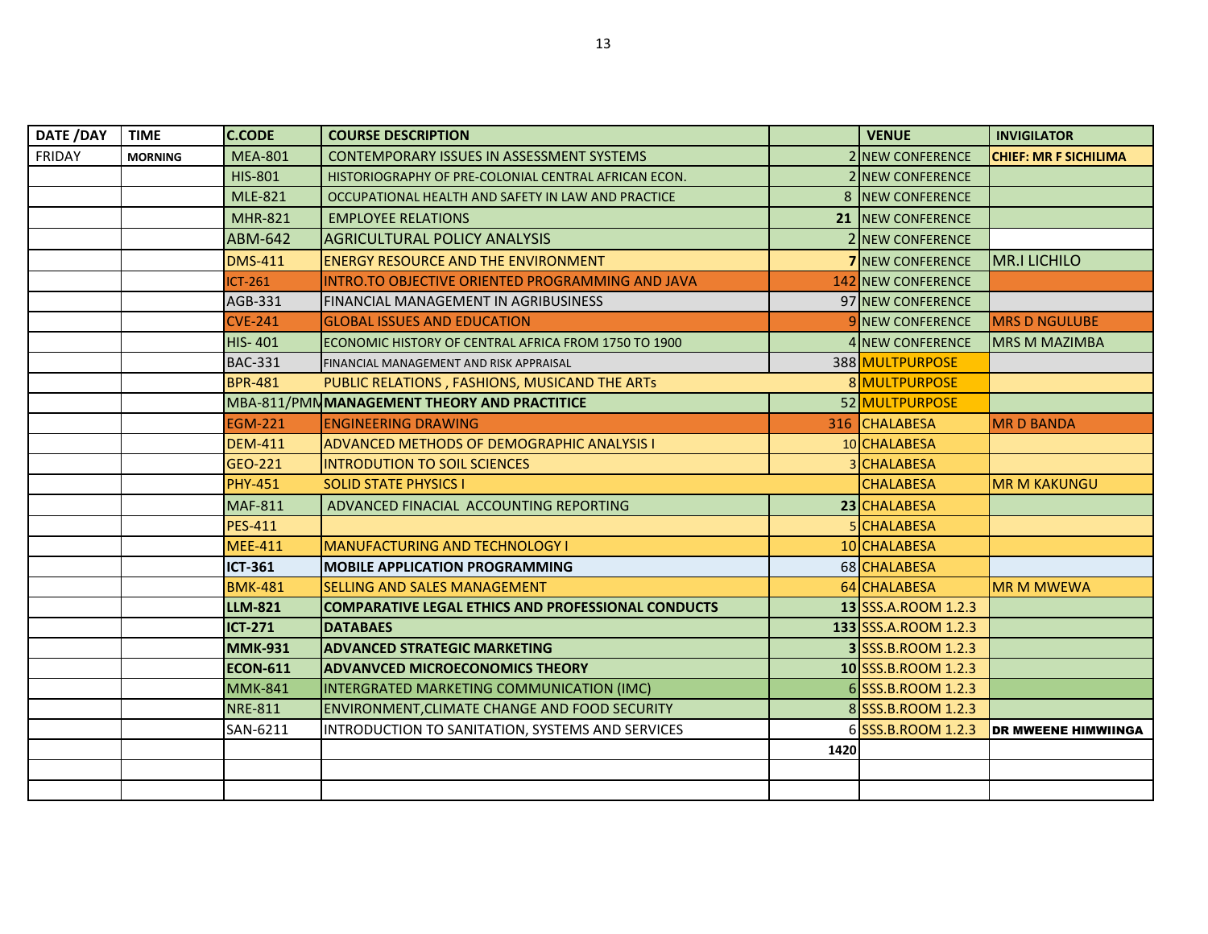| DATE /DAY | TIME | C.CODE | COURSE DESCRIPTION | | VENUE | INVIGILATOR |
|---|---|---|---|---|---|---|
| FRIDAY | **MORNING** | MEA-801 | CONTEMPORARY ISSUES IN ASSESSMENT SYSTEMS | 2 | NEW CONFERENCE | **CHIEF: MR F SICHILIMA** |
| | | HIS-801 | HISTORIOGRAPHY OF PRE-COLONIAL CENTRAL AFRICAN ECON. | 2 | NEW CONFERENCE | |
| | | MLE-821 | OCCUPATIONAL HEALTH AND SAFETY IN LAW AND PRACTICE | 8 | NEW CONFERENCE | |
| | | MHR-821 | EMPLOYEE RELATIONS | **21** | NEW CONFERENCE | |
| | | ABM-642 | AGRICULTURAL POLICY ANALYSIS | 2 | NEW CONFERENCE | |
| | | DMS-411 | ENERGY RESOURCE AND THE ENVIRONMENT | **7** | NEW CONFERENCE | MR.I LICHILO |
| | | ICT-261 | INTRO.TO OBJECTIVE ORIENTED PROGRAMMING AND JAVA | 142 | NEW CONFERENCE | |
| | | AGB-331 | FINANCIAL MANAGEMENT IN AGRIBUSINESS | 97 | NEW CONFERENCE | |
| | | CVE-241 | GLOBAL ISSUES AND EDUCATION | 9 | NEW CONFERENCE | MRS D NGULUBE |
| | | HIS- 401 | ECONOMIC HISTORY OF CENTRAL AFRICA FROM 1750 TO 1900 | 4 | NEW CONFERENCE | MRS M MAZIMBA |
| | | BAC-331 | FINANCIAL MANAGEMENT AND RISK APPRAISAL | 388 | MULTPURPOSE | |
| | | BPR-481 | PUBLIC RELATIONS , FASHIONS, MUSICAND THE ARTs | 8 | MULTPURPOSE | |
| | | MBA-811/PMN | **MANAGEMENT THEORY AND PRACTITICE** | 52 | MULTPURPOSE | |
| | | EGM-221 | ENGINEERING DRAWING | 316 | CHALABESA | MR D BANDA |
| | | DEM-411 | ADVANCED METHODS OF DEMOGRAPHIC ANALYSIS I | 10 | CHALABESA | |
| | | GEO-221 | INTRODUTION TO SOIL SCIENCES | 3 | CHALABESA | |
| | | PHY-451 | SOLID STATE PHYSICS I | | CHALABESA | MR M KAKUNGU |
| | | MAF-811 | ADVANCED FINACIAL ACCOUNTING REPORTING | **23** | CHALABESA | |
| | | PES-411 | | 5 | CHALABESA | |
| | | MEE-411 | MANUFACTURING AND TECHNOLOGY I | 10 | CHALABESA | |
| | | **ICT-361** | **MOBILE APPLICATION PROGRAMMING** | 68 | CHALABESA | |
| | | BMK-481 | SELLING AND SALES MANAGEMENT | 64 | CHALABESA | MR M MWEWA |
| | | **LLM-821** | **COMPARATIVE LEGAL ETHICS AND PROFESSIONAL CONDUCTS** | **13** | SSS.A.ROOM 1.2.3 | |
| | | **ICT-271** | **DATABAES** | **133** | SSS.A.ROOM 1.2.3 | |
| | | **MMK-931** | **ADVANCED STRATEGIC MARKETING** | **3** | SSS.B.ROOM 1.2.3 | |
| | | **ECON-611** | **ADVANVCED MICROECONOMICS THEORY** | **10** | SSS.B.ROOM 1.2.3 | |
| | | MMK-841 | INTERGRATED MARKETING COMMUNICATION (IMC) | 6 | SSS.B.ROOM 1.2.3 | |
| | | NRE-811 | ENVIRONMENT,CLIMATE CHANGE AND FOOD SECURITY | 8 | SSS.B.ROOM 1.2.3 | |
| | | SAN-6211 | INTRODUCTION TO SANITATION, SYSTEMS AND SERVICES | 6 | SSS.B.ROOM 1.2.3 | **DR MWEENE HIMWIINGA** |
| | | | | **1420** | | |
| | | | | | | |
| | | | | | | |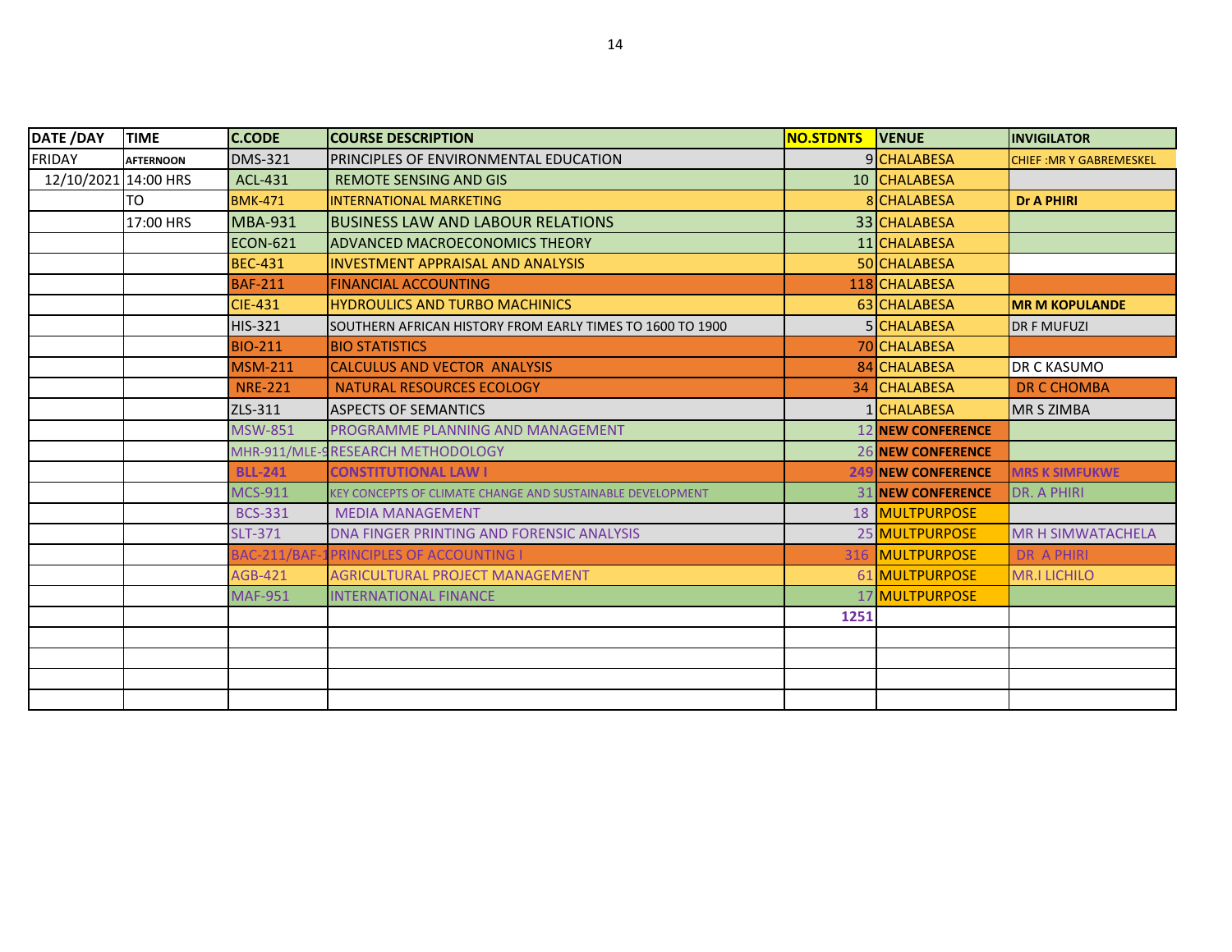| DATE /DAY | TIME | C.CODE | COURSE DESCRIPTION | NO.STDNTS | VENUE | INVIGILATOR |
|---|---|---|---|---|---|---|
| FRIDAY | AFTERNOON | DMS-321 | PRINCIPLES OF ENVIRONMENTAL EDUCATION | 9 | CHALABESA | CHIEF :MR Y GABREMESKEL |
| 12/10/2021 | 14:00 HRS | ACL-431 | REMOTE SENSING AND GIS | 10 | CHALABESA | |
| | TO | BMK-471 | INTERNATIONAL MARKETING | 8 | CHALABESA | **Dr A PHIRI** |
| | 17:00 HRS | MBA-931 | BUSINESS LAW AND LABOUR RELATIONS | 33 | CHALABESA | |
| | | ECON-621 | ADVANCED MACROECONOMICS THEORY | 11 | CHALABESA | |
| | | BEC-431 | INVESTMENT APPRAISAL AND ANALYSIS | 50 | CHALABESA | |
| | | BAF-211 | FINANCIAL ACCOUNTING | 118 | CHALABESA | |
| | | CIE-431 | HYDROULICS AND TURBO MACHINICS | 63 | CHALABESA | **MR M KOPULANDE** |
| | | HIS-321 | SOUTHERN AFRICAN HISTORY FROM EARLY TIMES TO 1600 TO 1900 | 5 | CHALABESA | DR F MUFUZI |
| | | BIO-211 | BIO STATISTICS | 70 | CHALABESA | |
| | | MSM-211 | CALCULUS AND VECTOR ANALYSIS | 84 | CHALABESA | DR C KASUMO |
| | | NRE-221 | NATURAL RESOURCES ECOLOGY | 34 | CHALABESA | DR C CHOMBA |
| | | ZLS-311 | ASPECTS OF SEMANTICS | 1 | CHALABESA | MR S ZIMBA |
| | | MSW-851 | PROGRAMME PLANNING AND MANAGEMENT | 12 | **NEW CONFERENCE** | |
| | | MHR-911/MLE-9 | RESEARCH METHODOLOGY | 26 | **NEW CONFERENCE** | |
| | | **BLL-241** | **CONSTITUTIONAL LAW I** | **249** | **NEW CONFERENCE** | **MRS K SIMFUKWE** |
| | | MCS-911 | KEY CONCEPTS OF CLIMATE CHANGE AND SUSTAINABLE DEVELOPMENT | 31 | **NEW CONFERENCE** | DR. A PHIRI |
| | | BCS-331 | MEDIA MANAGEMENT | 18 | MULTPURPOSE | |
| | | SLT-371 | DNA FINGER PRINTING AND FORENSIC ANALYSIS | 25 | MULTPURPOSE | MR H SIMWATACHELA |
| | | BAC-211/BAF-1 | PRINCIPLES OF ACCOUNTING I | 316 | MULTPURPOSE | DR A PHIRI |
| | | AGB-421 | AGRICULTURAL PROJECT MANAGEMENT | 61 | MULTPURPOSE | MR.I LICHILO |
| | | MAF-951 | INTERNATIONAL FINANCE | 17 | MULTPURPOSE | |
| | | | | **1251** | | |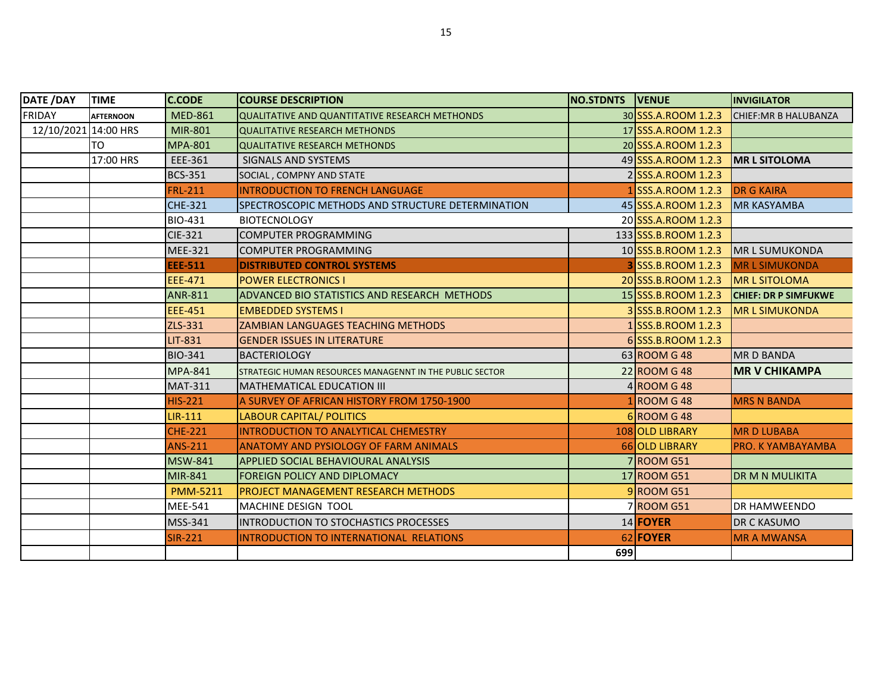| DATE /DAY | TIME | C.CODE | COURSE DESCRIPTION | NO.STDNTS | VENUE | INVIGILATOR |
|---|---|---|---|---|---|---|
| FRIDAY | AFTERNOON | MED-861 | QUALITATIVE AND QUANTITATIVE RESEARCH METHONDS | 30 | SSS.A.ROOM 1.2.3 | CHIEF:MR B HALUBANZA |
| 12/10/2021 | 14:00 HRS | MIR-801 | QUALITATIVE RESEARCH METHONDS | 17 | SSS.A.ROOM 1.2.3 | |
| | TO | MPA-801 | QUALITATIVE RESEARCH METHONDS | 20 | SSS.A.ROOM 1.2.3 | |
| | 17:00 HRS | EEE-361 | SIGNALS AND SYSTEMS | 49 | SSS.A.ROOM 1.2.3 | **MR L SITOLOMA** |
| | | BCS-351 | SOCIAL , COMPNY AND STATE | 2 | SSS.A.ROOM 1.2.3 | |
| | | FRL-211 | INTRODUCTION TO FRENCH LANGUAGE | 1 | SSS.A.ROOM 1.2.3 | DR G KAIRA |
| | | CHE-321 | SPECTROSCOPIC METHODS AND STRUCTURE DETERMINATION | 45 | SSS.A.ROOM 1.2.3 | MR KASYAMBA |
| | | BIO-431 | BIOTECNOLOGY | 20 | SSS.A.ROOM 1.2.3 | |
| | | CIE-321 | COMPUTER PROGRAMMING | 133 | SSS.B.ROOM 1.2.3 | |
| | | MEE-321 | COMPUTER PROGRAMMING | 10 | SSS.B.ROOM 1.2.3 | MR L SUMUKONDA |
| | | **EEE-511** | **DISTRIBUTED CONTROL SYSTEMS** | **3** | SSS.B.ROOM 1.2.3 | MR L SIMUKONDA |
| | | EEE-471 | POWER ELECTRONICS I | 20 | SSS.B.ROOM 1.2.3 | MR L SITOLOMA |
| | | ANR-811 | ADVANCED BIO STATISTICS AND RESEARCH METHODS | 15 | SSS.B.ROOM 1.2.3 | **CHIEF: DR P SIMFUKWE** |
| | | EEE-451 | EMBEDDED SYSTEMS I | 3 | SSS.B.ROOM 1.2.3 | MR L SIMUKONDA |
| | | ZLS-331 | ZAMBIAN LANGUAGES TEACHING METHODS | 1 | SSS.B.ROOM 1.2.3 | |
| | | LIT-831 | GENDER ISSUES IN LITERATURE | 6 | SSS.B.ROOM 1.2.3 | |
| | | BIO-341 | BACTERIOLOGY | 63 | ROOM G 48 | MR D BANDA |
| | | MPA-841 | STRATEGIC HUMAN RESOURCES MANAGENNT IN THE PUBLIC SECTOR | 22 | ROOM G 48 | **MR V CHIKAMPA** |
| | | MAT-311 | MATHEMATICAL EDUCATION III | 4 | ROOM G 48 | |
| | | HIS-221 | A SURVEY OF AFRICAN HISTORY FROM 1750-1900 | 1 | ROOM G 48 | MRS N BANDA |
| | | LIR-111 | LABOUR CAPITAL/ POLITICS | 6 | ROOM G 48 | |
| | | CHE-221 | INTRODUCTION TO ANALYTICAL CHEMESTRY | 108 | OLD LIBRARY | MR D LUBABA |
| | | ANS-211 | ANATOMY AND PYSIOLOGY OF FARM ANIMALS | 66 | OLD LIBRARY | PRO. K YAMBAYAMBA |
| | | MSW-841 | APPLIED SOCIAL BEHAVIOURAL ANALYSIS | 7 | ROOM G51 | |
| | | MIR-841 | FOREIGN POLICY AND DIPLOMACY | 17 | ROOM G51 | DR M N MULIKITA |
| | | PMM-5211 | PROJECT MANAGEMENT RESEARCH METHODS | 9 | ROOM G51 | |
| | | MEE-541 | MACHINE DESIGN TOOL | 7 | ROOM G51 | DR HAMWEENDO |
| | | MSS-341 | INTRODUCTION TO STOCHASTICS PROCESSES | 14 | **FOYER** | DR C KASUMO |
| | | SIR-221 | INTRODUCTION TO INTERNATIONAL RELATIONS | 62 | **FOYER** | MR A MWANSA |
| | | | | **699** | | |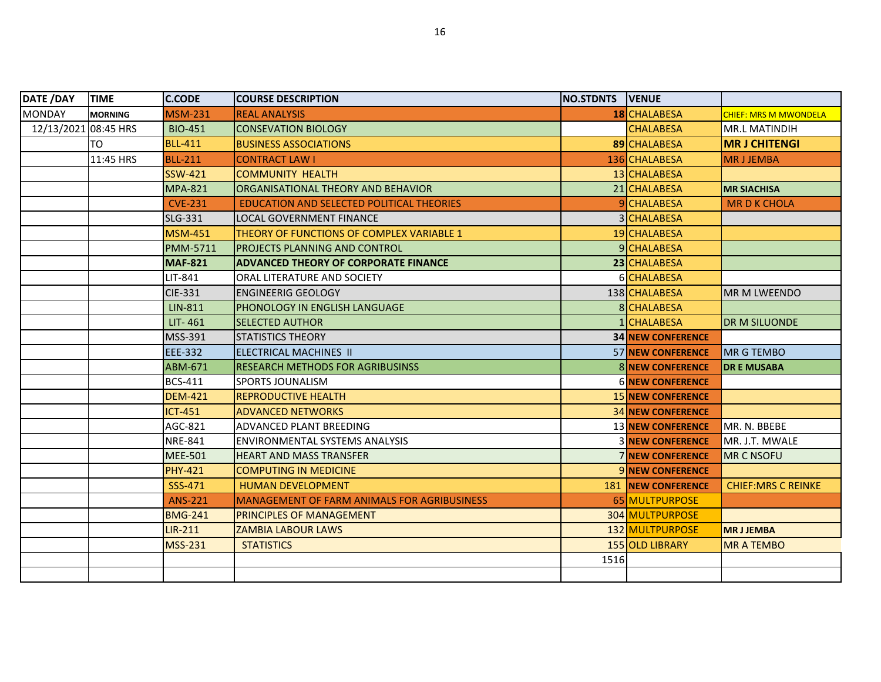| DATE /DAY | TIME | C.CODE | COURSE DESCRIPTION | NO.STDNTS | VENUE | |
|---|---|---|---|---|---|---|
| MONDAY | MORNING | MSM-231 | REAL ANALYSIS | 18 | CHALABESA | CHIEF: MRS M MWONDELA |
| 12/13/2021 | 08:45 HRS | BIO-451 | CONSEVATION BIOLOGY | | CHALABESA | MR.L MATINDIH |
| | TO | BLL-411 | BUSINESS ASSOCIATIONS | 89 | CHALABESA | **MR J CHITENGI** |
| | 11:45 HRS | BLL-211 | CONTRACT LAW I | 136 | CHALABESA | MR J JEMBA |
| | | SSW-421 | COMMUNITY HEALTH | 13 | CHALABESA | |
| | | MPA-821 | ORGANISATIONAL THEORY AND BEHAVIOR | 21 | CHALABESA | **MR SIACHISA** |
| | | CVE-231 | EDUCATION AND SELECTED POLITICAL THEORIES | 9 | CHALABESA | MR D K CHOLA |
| | | SLG-331 | LOCAL GOVERNMENT FINANCE | 3 | CHALABESA | |
| | | MSM-451 | THEORY OF FUNCTIONS OF COMPLEX VARIABLE 1 | 19 | CHALABESA | |
| | | PMM-5711 | PROJECTS PLANNING AND CONTROL | 9 | CHALABESA | |
| | | **MAF-821** | **ADVANCED THEORY OF CORPORATE FINANCE** | **23** | CHALABESA | |
| | | LIT-841 | ORAL LITERATURE AND SOCIETY | 6 | CHALABESA | |
| | | CIE-331 | ENGINEERIG GEOLOGY | 138 | CHALABESA | MR M LWEENDO |
| | | LIN-811 | PHONOLOGY IN ENGLISH LANGUAGE | 8 | CHALABESA | |
| | | LIT- 461 | SELECTED AUTHOR | 1 | CHALABESA | DR M SILUONDE |
| | | MSS-391 | STATISTICS THEORY | **34** | **NEW CONFERENCE** | |
| | | EEE-332 | ELECTRICAL MACHINES II | 57 | **NEW CONFERENCE** | MR G TEMBO |
| | | ABM-671 | RESEARCH METHODS FOR AGRIBUSINSS | 8 | **NEW CONFERENCE** | **DR E MUSABA** |
| | | BCS-411 | SPORTS JOUNALISM | 6 | **NEW CONFERENCE** | |
| | | DEM-421 | REPRODUCTIVE HEALTH | 15 | **NEW CONFERENCE** | |
| | | ICT-451 | ADVANCED NETWORKS | 34 | **NEW CONFERENCE** | |
| | | AGC-821 | ADVANCED PLANT BREEDING | 13 | **NEW CONFERENCE** | MR. N. BBEBE |
| | | NRE-841 | ENVIRONMENTAL SYSTEMS ANALYSIS | 3 | **NEW CONFERENCE** | MR. J.T. MWALE |
| | | MEE-501 | HEART AND MASS TRANSFER | 7 | **NEW CONFERENCE** | MR C NSOFU |
| | | PHY-421 | COMPUTING IN MEDICINE | 9 | **NEW CONFERENCE** | |
| | | SSS-471 | HUMAN DEVELOPMENT | 181 | **NEW CONFERENCE** | CHIEF:MRS C REINKE |
| | | ANS-221 | MANAGEMENT OF FARM ANIMALS FOR AGRIBUSINESS | 65 | MULTPURPOSE | |
| | | BMG-241 | PRINCIPLES OF MANAGEMENT | 304 | MULTPURPOSE | |
| | | LIR-211 | ZAMBIA LABOUR LAWS | 132 | MULTPURPOSE | **MR J JEMBA** |
| | | MSS-231 | STATISTICS | 155 | OLD LIBRARY | MR A TEMBO |
| | | | | 1516 | | |
| | | | | | | |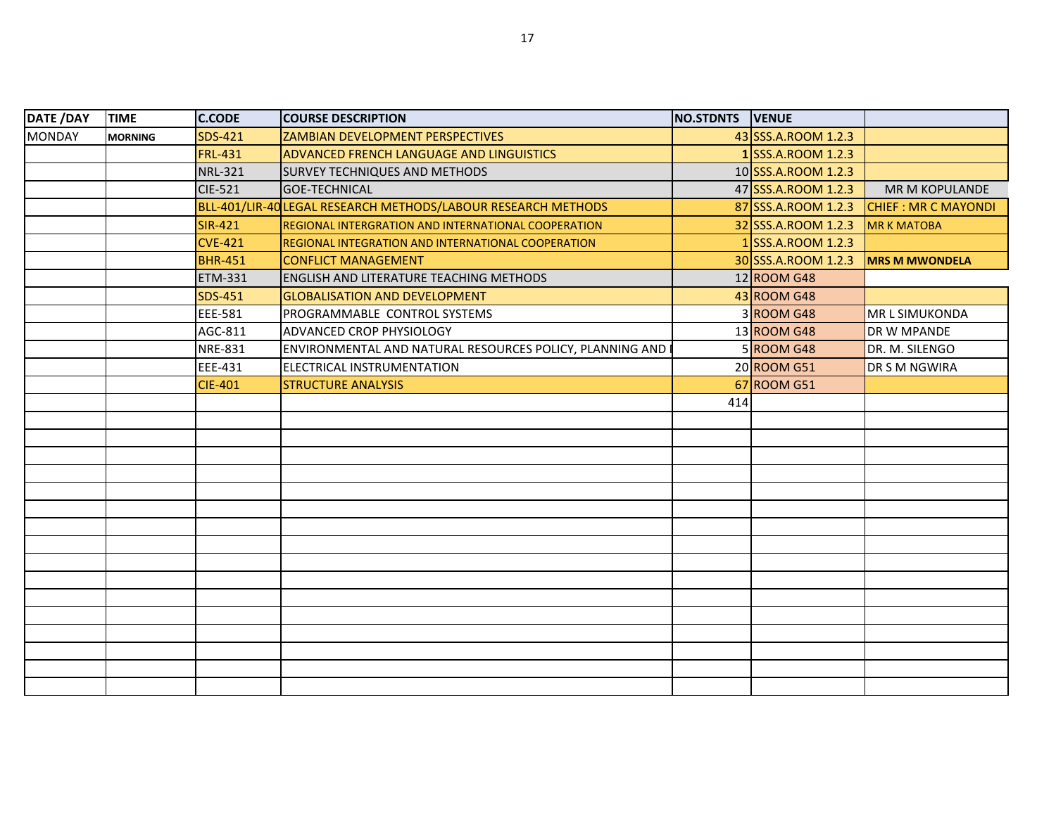| DATE /DAY | TIME | C.CODE | COURSE DESCRIPTION | NO.STDNTS | VENUE | |
|---|---|---|---|---|---|---|
| MONDAY | **MORNING** | SDS-421 | ZAMBIAN DEVELOPMENT PERSPECTIVES | 43 | SSS.A.ROOM 1.2.3 | |
| | | FRL-431 | ADVANCED FRENCH LANGUAGE AND LINGUISTICS | **1** | SSS.A.ROOM 1.2.3 | |
| | | NRL-321 | SURVEY TECHNIQUES AND METHODS | 10 | SSS.A.ROOM 1.2.3 | |
| | | CIE-521 | GOE-TECHNICAL | 47 | SSS.A.ROOM 1.2.3 | MR M KOPULANDE |
| | | BLL-401/LIR-40 | LEGAL RESEARCH METHODS/LABOUR RESEARCH METHODS | 87 | SSS.A.ROOM 1.2.3 | CHIEF : MR C MAYONDI |
| | | SIR-421 | REGIONAL INTERGRATION AND INTERNATIONAL COOPERATION | 32 | SSS.A.ROOM 1.2.3 | MR K MATOBA |
| | | CVE-421 | REGIONAL INTEGRATION AND INTERNATIONAL COOPERATION | 1 | SSS.A.ROOM 1.2.3 | |
| | | BHR-451 | CONFLICT MANAGEMENT | 30 | SSS.A.ROOM 1.2.3 | **MRS M MWONDELA** |
| | | ETM-331 | ENGLISH AND LITERATURE TEACHING METHODS | 12 | ROOM G48 | |
| | | SDS-451 | GLOBALISATION AND DEVELOPMENT | 43 | ROOM G48 | |
| | | EEE-581 | PROGRAMMABLE CONTROL SYSTEMS | 3 | ROOM G48 | MR L SIMUKONDA |
| | | AGC-811 | ADVANCED CROP PHYSIOLOGY | 13 | ROOM G48 | DR W MPANDE |
| | | NRE-831 | ENVIRONMENTAL AND NATURAL RESOURCES POLICY, PLANNING AND I | 5 | ROOM G48 | DR. M. SILENGO |
| | | EEE-431 | ELECTRICAL INSTRUMENTATION | 20 | ROOM G51 | DR S M NGWIRA |
| | | CIE-401 | STRUCTURE ANALYSIS | 67 | ROOM G51 | |
| | | | | 414 | | |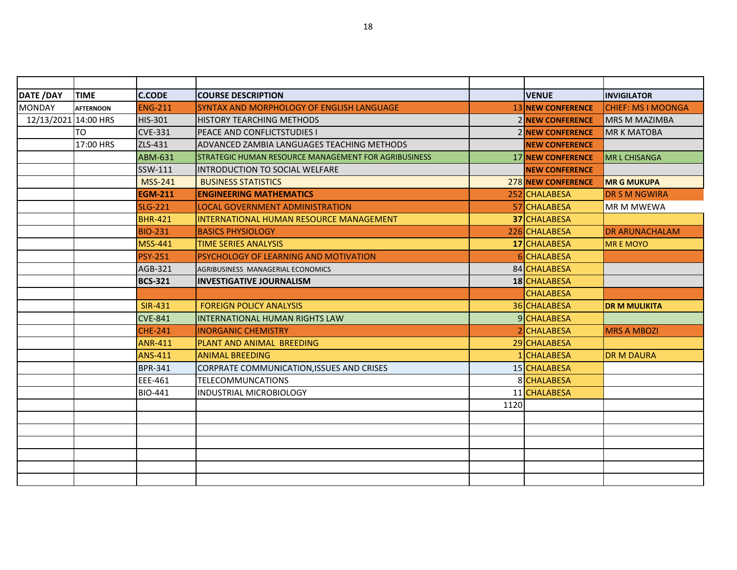| DATE /DAY | TIME | C.CODE | COURSE DESCRIPTION | | VENUE | INVIGILATOR |
|---|---|---|---|---|---|---|
| MONDAY | AFTERNOON | ENG-211 | SYNTAX AND MORPHOLOGY OF ENGLISH LANGUAGE | 13 | NEW CONFERENCE | CHIEF: MS I MOONGA |
| 12/13/2021 | 14:00 HRS | HIS-301 | HISTORY TEARCHING METHODS | 2 | NEW CONFERENCE | MRS M MAZIMBA |
| | TO | CVE-331 | PEACE AND CONFLICTSTUDIES I | 2 | NEW CONFERENCE | MR K MATOBA |
| | 17:00 HRS | ZLS-431 | ADVANCED ZAMBIA LANGUAGES TEACHING METHODS | | NEW CONFERENCE | |
| | | ABM-631 | STRATEGIC HUMAN RESOURCE MANAGEMENT FOR AGRIBUSINESS | 17 | NEW CONFERENCE | MR L CHISANGA |
| | | SSW-111 | INTRODUCTION TO SOCIAL WELFARE | | NEW CONFERENCE | |
| | | MSS-241 | BUSINESS STATISTICS | 278 | NEW CONFERENCE | **MR G MUKUPA** |
| | | **EGM-211** | **ENGINEERING MATHEMATICS** | 252 | CHALABESA | DR S M NGWIRA |
| | | SLG-221 | LOCAL GOVERNMENT ADMINISTRATION | 57 | CHALABESA | MR M MWEWA |
| | | BHR-421 | INTERNATIONAL HUMAN RESOURCE MANAGEMENT | **37** | CHALABESA | |
| | | BIO-231 | BASICS PHYSIOLOGY | 226 | CHALABESA | DR ARUNACHALAM |
| | | MSS-441 | TIME SERIES ANALYSIS | **17** | CHALABESA | MR E MOYO |
| | | PSY-251 | PSYCHOLOGY OF LEARNING AND MOTIVATION | 6 | CHALABESA | |
| | | AGB-321 | AGRIBUSINESS MANAGERIAL ECONOMICS | 84 | CHALABESA | |
| | | **BCS-321** | **INVESTIGATIVE JOURNALISM** | **18** | CHALABESA | |
| | | | | | CHALABESA | |
| | | SIR-431 | FOREIGN POLICY ANALYSIS | 36 | CHALABESA | **DR M MULIKITA** |
| | | CVE-841 | INTERNATIONAL HUMAN RIGHTS LAW | 9 | CHALABESA | |
| | | CHE-241 | INORGANIC CHEMISTRY | 2 | CHALABESA | MRS A MBOZI |
| | | ANR-411 | PLANT AND ANIMAL BREEDING | 29 | CHALABESA | |
| | | ANS-411 | ANIMAL BREEDING | 1 | CHALABESA | DR M DAURA |
| | | BPR-341 | CORPRATE COMMUNICATION,ISSUES AND CRISES | 15 | CHALABESA | |
| | | EEE-461 | TELECOMMUNCATIONS | 8 | CHALABESA | |
| | | BIO-441 | INDUSTRIAL MICROBIOLOGY | 11 | CHALABESA | |
| | | | | 1120 | | |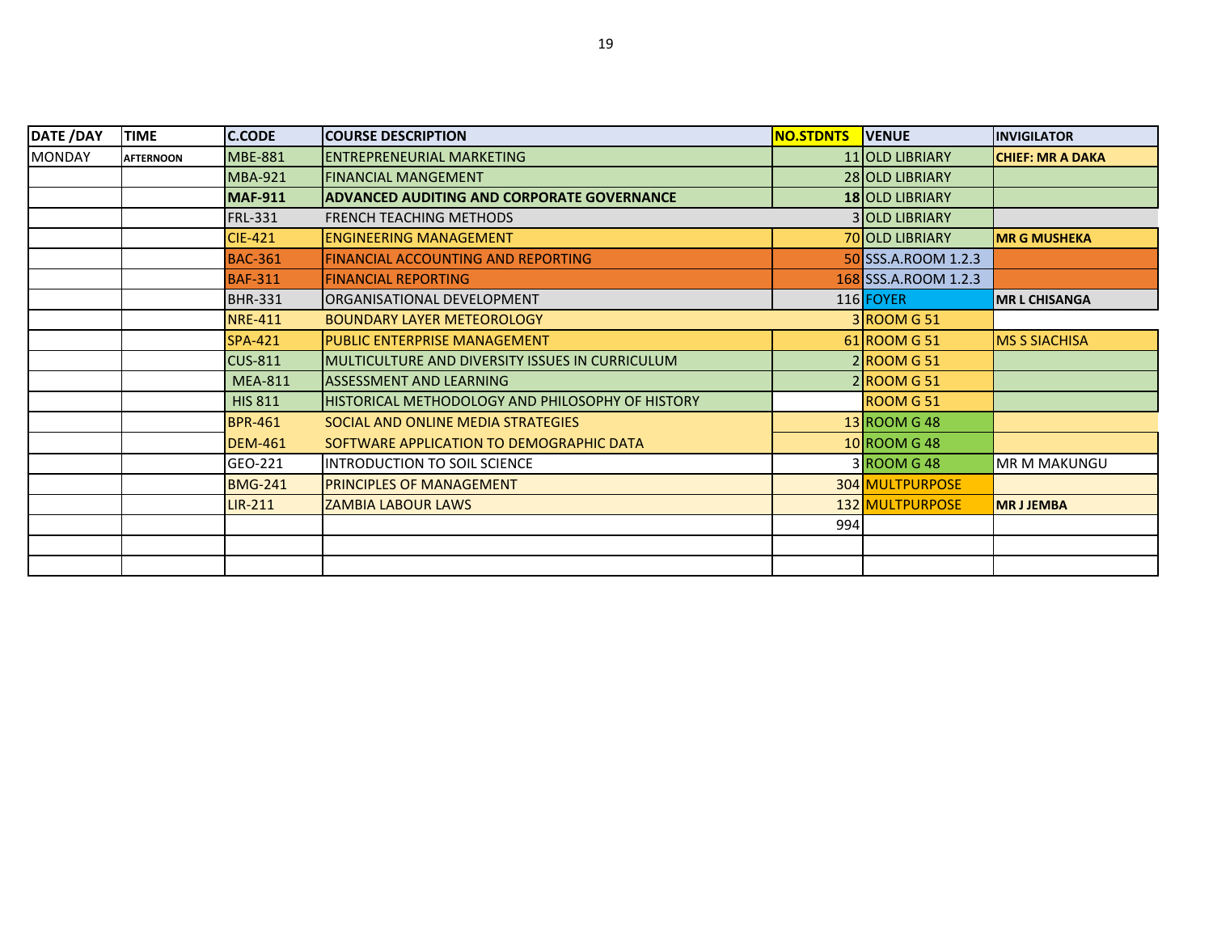| DATE /DAY | TIME | C.CODE | COURSE DESCRIPTION | NO.STDNTS | VENUE | INVIGILATOR |
|---|---|---|---|---|---|---|
| MONDAY | AFTERNOON | MBE-881 | ENTREPRENEURIAL MARKETING | 11 | OLD LIBRIARY | **CHIEF: MR A DAKA** |
| | | MBA-921 | FINANCIAL MANGEMENT | 28 | OLD LIBRIARY | |
| | | **MAF-911** | **ADVANCED AUDITING AND CORPORATE GOVERNANCE** | **18** | OLD LIBRIARY | |
| | | FRL-331 | FRENCH TEACHING METHODS | 3 | OLD LIBRIARY | |
| | | CIE-421 | ENGINEERING MANAGEMENT | 70 | OLD LIBRIARY | **MR G MUSHEKA** |
| | | BAC-361 | FINANCIAL ACCOUNTING AND REPORTING | 50 | SSS.A.ROOM 1.2.3 | |
| | | BAF-311 | FINANCIAL REPORTING | 168 | SSS.A.ROOM 1.2.3 | |
| | | BHR-331 | ORGANISATIONAL DEVELOPMENT | 116 | FOYER | **MR L CHISANGA** |
| | | NRE-411 | BOUNDARY LAYER METEOROLOGY | 3 | ROOM G 51 | |
| | | SPA-421 | PUBLIC ENTERPRISE MANAGEMENT | 61 | ROOM G 51 | MS S SIACHISA |
| | | CUS-811 | MULTICULTURE AND DIVERSITY ISSUES IN CURRICULUM | 2 | ROOM G 51 | |
| | | MEA-811 | ASSESSMENT AND LEARNING | 2 | ROOM G 51 | |
| | | HIS 811 | HISTORICAL METHODOLOGY AND PHILOSOPHY OF HISTORY | | ROOM G 51 | |
| | | BPR-461 | SOCIAL AND ONLINE MEDIA STRATEGIES | 13 | ROOM G 48 | |
| | | DEM-461 | SOFTWARE APPLICATION TO DEMOGRAPHIC DATA | 10 | ROOM G 48 | |
| | | GEO-221 | INTRODUCTION TO SOIL SCIENCE | 3 | ROOM G 48 | MR M MAKUNGU |
| | | BMG-241 | PRINCIPLES OF MANAGEMENT | 304 | MULTPURPOSE | |
| | | LIR-211 | ZAMBIA LABOUR LAWS | 132 | MULTPURPOSE | **MR J JEMBA** |
| | | | | 994 | | |
| | | | | | | |
| | | | | | | |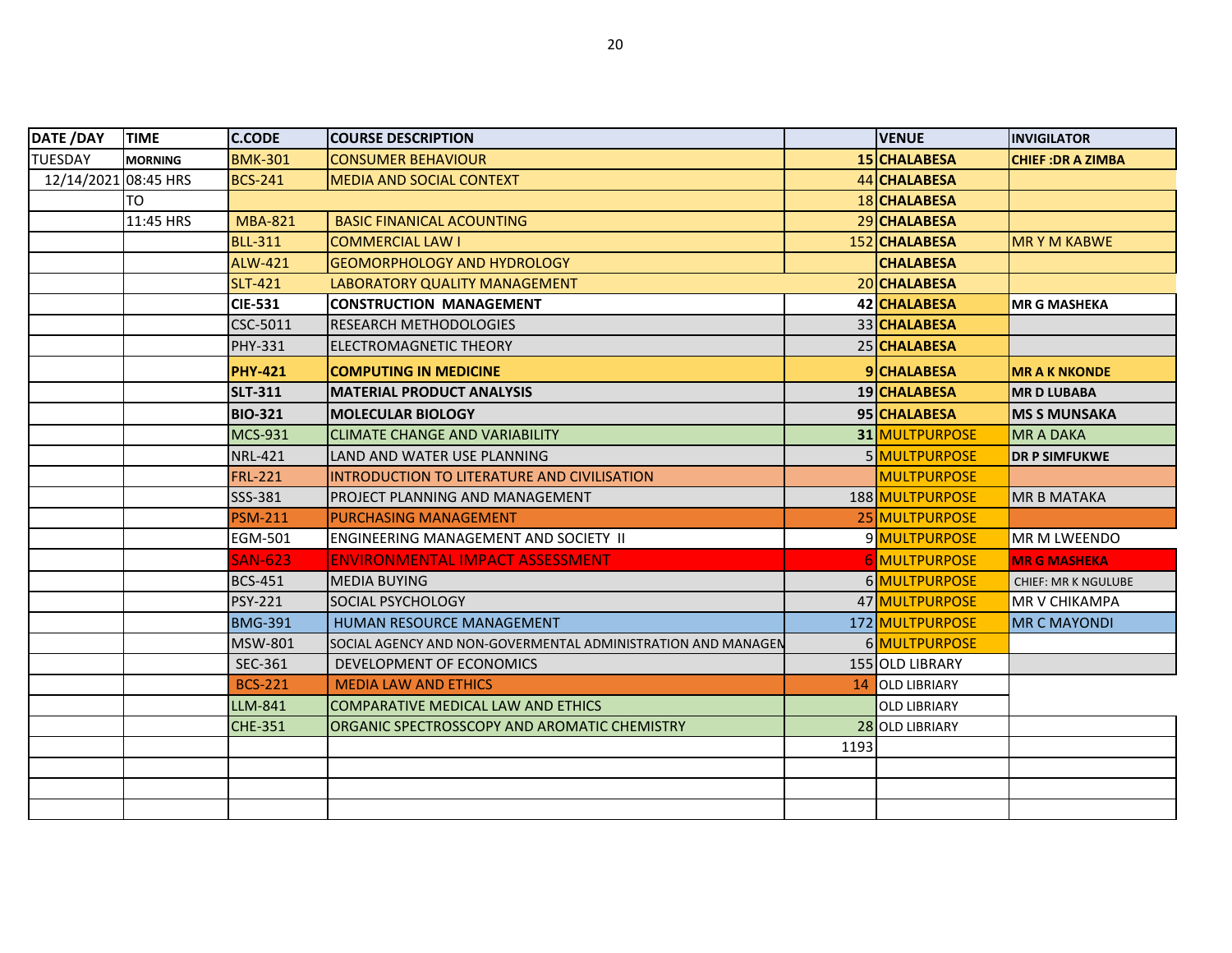| DATE /DAY | TIME | C.CODE | COURSE DESCRIPTION | | VENUE | INVIGILATOR |
|---|---|---|---|---|---|---|
| TUESDAY | **MORNING** | BMK-301 | CONSUMER BEHAVIOUR | 15 | **CHALABESA** | **CHIEF :DR A ZIMBA** |
| 12/14/2021 | 08:45 HRS | BCS-241 | MEDIA AND SOCIAL CONTEXT | 44 | **CHALABESA** | |
| | TO | | | 18 | **CHALABESA** | |
| | 11:45 HRS | MBA-821 | BASIC FINANICAL ACOUNTING | 29 | **CHALABESA** | |
| | | BLL-311 | COMMERCIAL LAW I | 152 | **CHALABESA** | MR Y M KABWE |
| | | ALW-421 | GEOMORPHOLOGY AND HYDROLOGY | | **CHALABESA** | |
| | | SLT-421 | LABORATORY QUALITY MANAGEMENT | 20 | **CHALABESA** | |
| | | **CIE-531** | **CONSTRUCTION MANAGEMENT** | **42** | **CHALABESA** | **MR G MASHEKA** |
| | | CSC-5011 | RESEARCH METHODOLOGIES | 33 | **CHALABESA** | |
| | | PHY-331 | ELECTROMAGNETIC THEORY | 25 | **CHALABESA** | |
| | | **PHY-421** | **COMPUTING IN MEDICINE** | **9** | **CHALABESA** | **MR A K NKONDE** |
| | | **SLT-311** | **MATERIAL PRODUCT ANALYSIS** | **19** | **CHALABESA** | **MR D LUBABA** |
| | | **BIO-321** | **MOLECULAR BIOLOGY** | **95** | **CHALABESA** | **MS S MUNSAKA** |
| | | MCS-931 | CLIMATE CHANGE AND VARIABILITY | **31** | MULTPURPOSE | MR A DAKA |
| | | NRL-421 | LAND AND WATER USE PLANNING | 5 | MULTPURPOSE | **DR P SIMFUKWE** |
| | | FRL-221 | INTRODUCTION TO LITERATURE AND CIVILISATION | | MULTPURPOSE | |
| | | SSS-381 | PROJECT PLANNING AND MANAGEMENT | 188 | MULTPURPOSE | MR B MATAKA |
| | | PSM-211 | PURCHASING MANAGEMENT | 25 | MULTPURPOSE | |
| | | EGM-501 | ENGINEERING MANAGEMENT AND SOCIETY II | 9 | MULTPURPOSE | MR M LWEENDO |
| | | SAN-623 | ENVIRONMENTAL IMPACT ASSESSMENT | 6 | MULTPURPOSE | **MR G MASHEKA** |
| | | BCS-451 | MEDIA BUYING | 6 | MULTPURPOSE | CHIEF: MR K NGULUBE |
| | | PSY-221 | SOCIAL PSYCHOLOGY | 47 | MULTPURPOSE | MR V CHIKAMPA |
| | | BMG-391 | HUMAN RESOURCE MANAGEMENT | 172 | MULTPURPOSE | MR C MAYONDI |
| | | MSW-801 | SOCIAL AGENCY AND NON-GOVERMENTAL ADMINISTRATION AND MANAGEM | 6 | MULTPURPOSE | |
| | | SEC-361 | DEVELOPMENT OF ECONOMICS | 155 | OLD LIBRARY | |
| | | BCS-221 | MEDIA LAW AND ETHICS | 14 | OLD LIBRIARY | |
| | | LLM-841 | COMPARATIVE MEDICAL LAW AND ETHICS | | OLD LIBRIARY | |
| | | CHE-351 | ORGANIC SPECTROSSCOPY AND AROMATIC CHEMISTRY | 28 | OLD LIBRIARY | |
| | | | | 1193 | | |
| | | | | | | |
| | | | | | | |
| | | | | | | |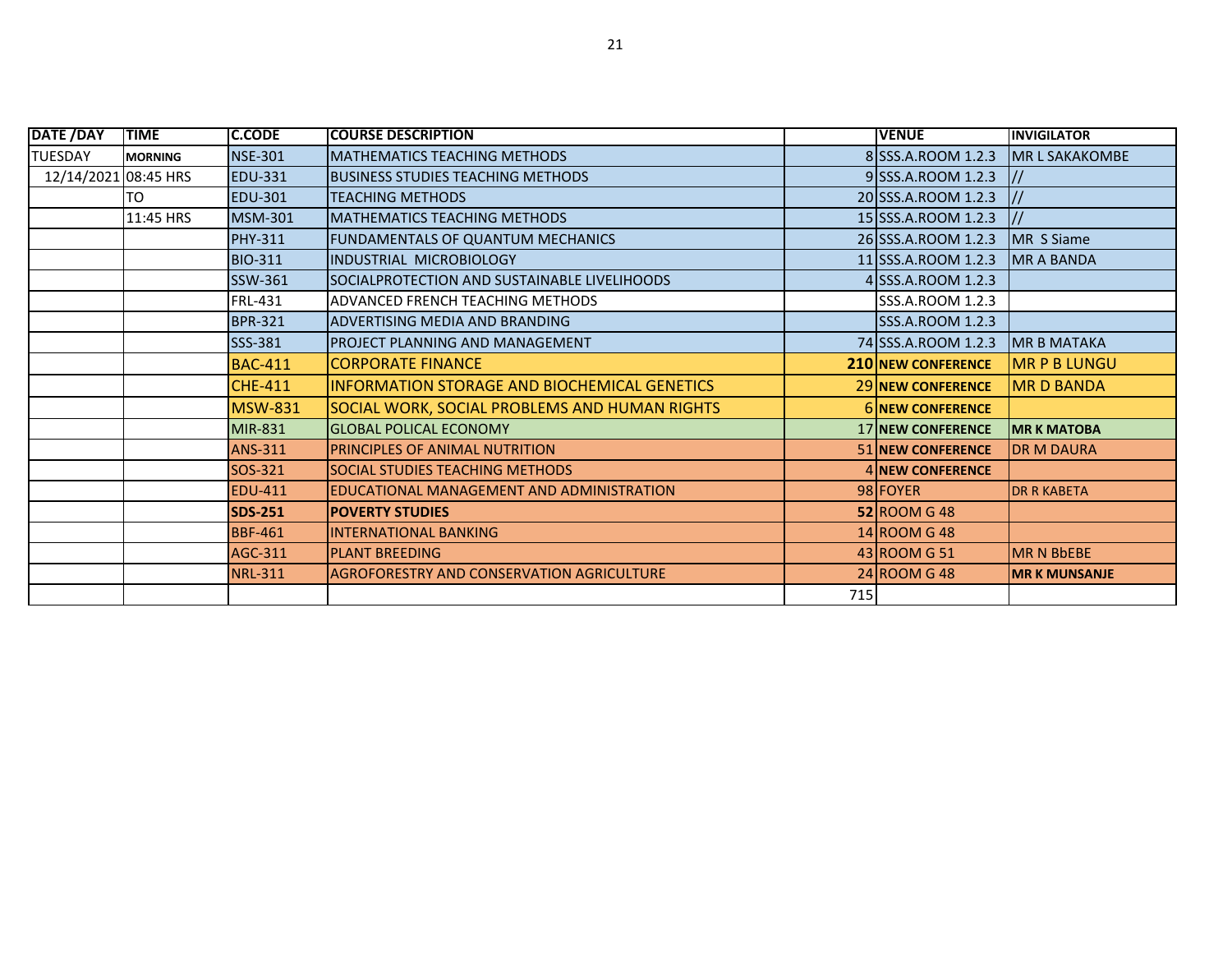| DATE /DAY | TIME | C.CODE | COURSE DESCRIPTION | | VENUE | INVIGILATOR |
|---|---|---|---|---|---|---|
| TUESDAY | MORNING | NSE-301 | MATHEMATICS TEACHING METHODS | 8 | SSS.A.ROOM 1.2.3 | MR L SAKAKOMBE |
| 12/14/2021 | 08:45 HRS | EDU-331 | BUSINESS STUDIES TEACHING METHODS | 9 | SSS.A.ROOM 1.2.3 | // |
| | TO | EDU-301 | TEACHING METHODS | 20 | SSS.A.ROOM 1.2.3 | // |
| | 11:45 HRS | MSM-301 | MATHEMATICS TEACHING METHODS | 15 | SSS.A.ROOM 1.2.3 | // |
| | | PHY-311 | FUNDAMENTALS OF QUANTUM MECHANICS | 26 | SSS.A.ROOM 1.2.3 | MR S Siame |
| | | BIO-311 | INDUSTRIAL MICROBIOLOGY | 11 | SSS.A.ROOM 1.2.3 | MR A BANDA |
| | | SSW-361 | SOCIALPROTECTION AND SUSTAINABLE LIVELIHOODS | 4 | SSS.A.ROOM 1.2.3 | |
| | | FRL-431 | ADVANCED FRENCH TEACHING METHODS | | SSS.A.ROOM 1.2.3 | |
| | | BPR-321 | ADVERTISING MEDIA AND BRANDING | | SSS.A.ROOM 1.2.3 | |
| | | SSS-381 | PROJECT PLANNING AND MANAGEMENT | 74 | SSS.A.ROOM 1.2.3 | MR B MATAKA |
| | | BAC-411 | CORPORATE FINANCE | **210** | **NEW CONFERENCE** | MR P B LUNGU |
| | | CHE-411 | INFORMATION STORAGE AND BIOCHEMICAL GENETICS | 29 | **NEW CONFERENCE** | MR D BANDA |
| | | MSW-831 | SOCIAL WORK, SOCIAL PROBLEMS AND HUMAN RIGHTS | 6 | **NEW CONFERENCE** | |
| | | MIR-831 | GLOBAL POLICAL ECONOMY | 17 | **NEW CONFERENCE** | **MR K MATOBA** |
| | | ANS-311 | PRINCIPLES OF ANIMAL NUTRITION | 51 | **NEW CONFERENCE** | DR M DAURA |
| | | SOS-321 | SOCIAL STUDIES TEACHING METHODS | 4 | **NEW CONFERENCE** | |
| | | EDU-411 | EDUCATIONAL MANAGEMENT AND ADMINISTRATION | 98 | FOYER | DR R KABETA |
| | | **SDS-251** | **POVERTY STUDIES** | **52** | ROOM G 48 | |
| | | BBF-461 | INTERNATIONAL BANKING | 14 | ROOM G 48 | |
| | | AGC-311 | PLANT BREEDING | 43 | ROOM G 51 | MR N BbEBE |
| | | NRL-311 | AGROFORESTRY AND CONSERVATION AGRICULTURE | 24 | ROOM G 48 | **MR K MUNSANJE** |
| | | | | 715 | | |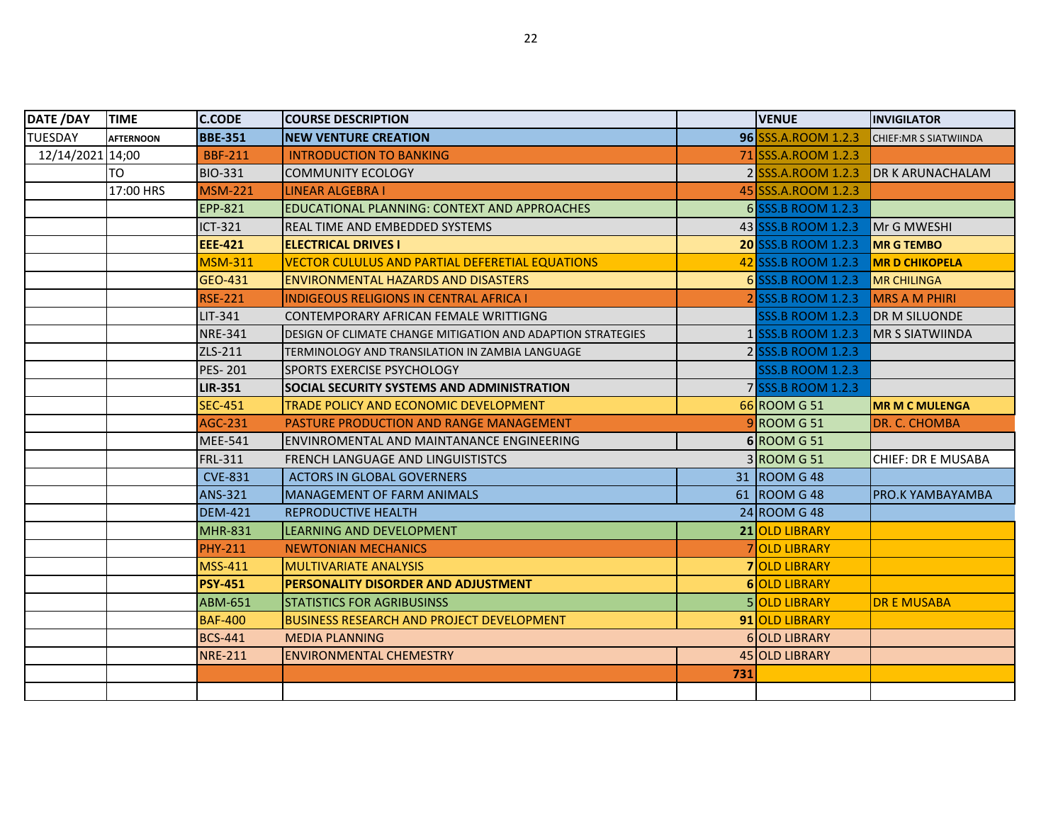| DATE /DAY | TIME | C.CODE | COURSE DESCRIPTION | | VENUE | INVIGILATOR |
|---|---|---|---|---|---|---|
| TUESDAY | AFTERNOON | **BBE-351** | **NEW VENTURE CREATION** | **96** | SSS.A.ROOM 1.2.3 | CHIEF:MR S SIATWIINDA |
| 12/14/2021 | 14;00 | BBF-211 | INTRODUCTION TO BANKING | 71 | SSS.A.ROOM 1.2.3 | |
| | TO | BIO-331 | COMMUNITY ECOLOGY | 2 | SSS.A.ROOM 1.2.3 | DR K ARUNACHALAM |
| | 17:00 HRS | MSM-221 | LINEAR ALGEBRA I | 45 | SSS.A.ROOM 1.2.3 | |
| | | EPP-821 | EDUCATIONAL PLANNING: CONTEXT AND APPROACHES | 6 | SSS.B ROOM 1.2.3 | |
| | | ICT-321 | REAL TIME AND EMBEDDED SYSTEMS | 43 | SSS.B ROOM 1.2.3 | Mr G MWESHI |
| | | **EEE-421** | **ELECTRICAL DRIVES I** | **20** | SSS.B ROOM 1.2.3 | **MR G TEMBO** |
| | | MSM-311 | VECTOR CULULUS AND PARTIAL DEFERETIAL EQUATIONS | 42 | SSS.B ROOM 1.2.3 | **MR D CHIKOPELA** |
| | | GEO-431 | ENVIRONMENTAL HAZARDS AND DISASTERS | 6 | SSS.B ROOM 1.2.3 | MR CHILINGA |
| | | RSE-221 | INDIGEOUS RELIGIONS IN CENTRAL AFRICA I | 2 | SSS.B ROOM 1.2.3 | MRS A M PHIRI |
| | | LIT-341 | CONTEMPORARY AFRICAN FEMALE WRITTIGNG | | SSS.B ROOM 1.2.3 | DR M SILUONDE |
| | | NRE-341 | DESIGN OF CLIMATE CHANGE MITIGATION AND ADAPTION STRATEGIES | 1 | SSS.B ROOM 1.2.3 | MR S SIATWIINDA |
| | | ZLS-211 | TERMINOLOGY AND TRANSILATION IN ZAMBIA LANGUAGE | 2 | SSS.B ROOM 1.2.3 | |
| | | PES- 201 | SPORTS EXERCISE PSYCHOLOGY | | SSS.B ROOM 1.2.3 | |
| | | **LIR-351** | **SOCIAL SECURITY SYSTEMS AND ADMINISTRATION** | 7 | SSS.B ROOM 1.2.3 | |
| | | SEC-451 | TRADE POLICY AND ECONOMIC DEVELOPMENT | 66 | ROOM G 51 | **MR M C MULENGA** |
| | | AGC-231 | PASTURE PRODUCTION AND RANGE MANAGEMENT | 9 | ROOM G 51 | DR. C. CHOMBA |
| | | MEE-541 | ENVINROMENTAL AND MAINTANANCE ENGINEERING | **6** | ROOM G 51 | |
| | | FRL-311 | FRENCH LANGUAGE AND LINGUISTISTCS | 3 | ROOM G 51 | CHIEF: DR E MUSABA |
| | | CVE-831 | ACTORS IN GLOBAL GOVERNERS | 31 | ROOM G 48 | |
| | | ANS-321 | MANAGEMENT OF FARM ANIMALS | 61 | ROOM G 48 | PRO.K YAMBAYAMBA |
| | | DEM-421 | REPRODUCTIVE HEALTH | 24 | ROOM G 48 | |
| | | MHR-831 | LEARNING AND DEVELOPMENT | **21** | OLD LIBRARY | |
| | | PHY-211 | NEWTONIAN MECHANICS | 7 | OLD LIBRARY | |
| | | MSS-411 | MULTIVARIATE ANALYSIS | **7** | OLD LIBRARY | |
| | | **PSY-451** | **PERSONALITY DISORDER AND ADJUSTMENT** | **6** | OLD LIBRARY | |
| | | ABM-651 | STATISTICS FOR AGRIBUSINSS | 5 | OLD LIBRARY | DR E MUSABA |
| | | BAF-400 | BUSINESS RESEARCH AND PROJECT DEVELOPMENT | **91** | OLD LIBRARY | |
| | | BCS-441 | MEDIA PLANNING | 6 | OLD LIBRARY | |
| | | NRE-211 | ENVIRONMENTAL CHEMESTRY | 45 | OLD LIBRARY | |
| | | | | **731** | | |
| | | | | | | |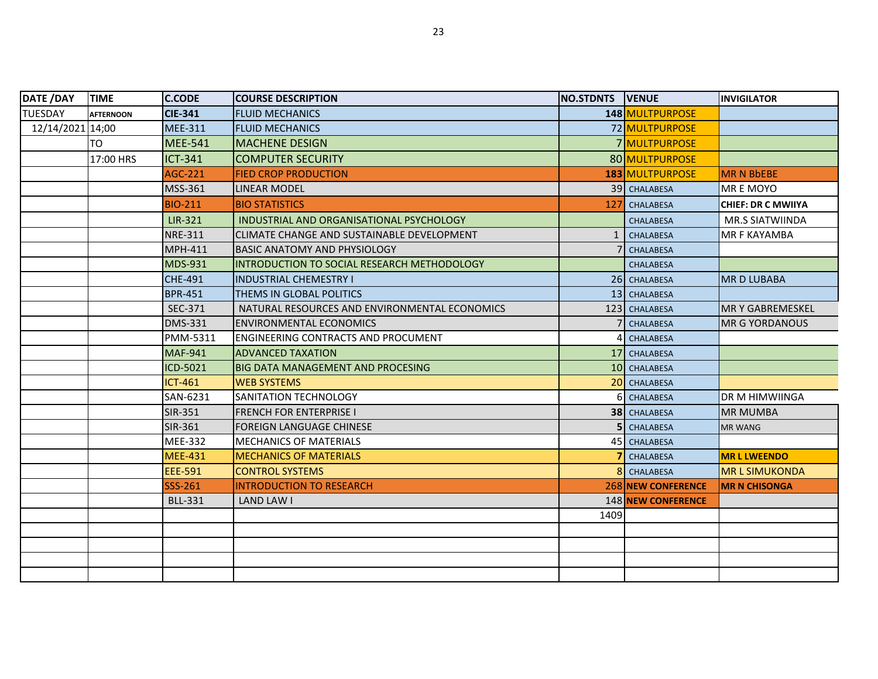| DATE /DAY | TIME | C.CODE | COURSE DESCRIPTION | NO.STDNTS | VENUE | INVIGILATOR |
|---|---|---|---|---|---|---|
| TUESDAY | AFTERNOON | **CIE-341** | FLUID MECHANICS | **148** | MULTPURPOSE | |
| 12/14/2021 | 14;00 | MEE-311 | FLUID MECHANICS | 72 | MULTPURPOSE | |
| | TO | MEE-541 | MACHENE DESIGN | 7 | MULTPURPOSE | |
| | 17:00 HRS | ICT-341 | COMPUTER SECURITY | 80 | MULTPURPOSE | |
| | | AGC-221 | FIED CROP PRODUCTION | **183** | MULTPURPOSE | MR N BbEBE |
| | | MSS-361 | LINEAR MODEL | 39 | CHALABESA | MR E MOYO |
| | | BIO-211 | BIO STATISTICS | 127 | CHALABESA | **CHIEF: DR C MWIIYA** |
| | | LIR-321 | INDUSTRIAL AND ORGANISATIONAL PSYCHOLOGY | | CHALABESA | MR.S SIATWIINDA |
| | | NRE-311 | CLIMATE CHANGE AND SUSTAINABLE DEVELOPMENT | 1 | CHALABESA | MR F KAYAMBA |
| | | MPH-411 | BASIC ANATOMY AND PHYSIOLOGY | 7 | CHALABESA | |
| | | MDS-931 | INTRODUCTION TO SOCIAL RESEARCH METHODOLOGY | | CHALABESA | |
| | | CHE-491 | INDUSTRIAL CHEMESTRY I | 26 | CHALABESA | MR D LUBABA |
| | | BPR-451 | THEMS IN GLOBAL POLITICS | 13 | CHALABESA | |
| | | SEC-371 | NATURAL RESOURCES AND ENVIRONMENTAL ECONOMICS | 123 | CHALABESA | MR Y GABREMESKEL |
| | | DMS-331 | ENVIRONMENTAL ECONOMICS | 7 | CHALABESA | MR G YORDANOUS |
| | | PMM-5311 | ENGINEERING CONTRACTS AND PROCUMENT | 4 | CHALABESA | |
| | | MAF-941 | ADVANCED TAXATION | 17 | CHALABESA | |
| | | ICD-5021 | BIG DATA MANAGEMENT AND PROCESING | 10 | CHALABESA | |
| | | ICT-461 | WEB SYSTEMS | 20 | CHALABESA | |
| | | SAN-6231 | SANITATION TECHNOLOGY | 6 | CHALABESA | DR M HIMWIINGA |
| | | SIR-351 | FRENCH FOR ENTERPRISE I | **38** | CHALABESA | MR MUMBA |
| | | SIR-361 | FOREIGN LANGUAGE CHINESE | **5** | CHALABESA | MR WANG |
| | | MEE-332 | MECHANICS OF MATERIALS | 45 | CHALABESA | |
| | | MEE-431 | MECHANICS OF MATERIALS | **7** | CHALABESA | **MR L LWEENDO** |
| | | EEE-591 | CONTROL SYSTEMS | 8 | CHALABESA | MR L SIMUKONDA |
| | | SSS-261 | INTRODUCTION TO RESEARCH | 268 | **NEW CONFERENCE** | **MR N CHISONGA** |
| | | BLL-331 | LAND LAW I | 148 | **NEW CONFERENCE** | |
| | | | | 1409 | | |
| | | | | | | |
| | | | | | | |
| | | | | | | |
| | | | | | | |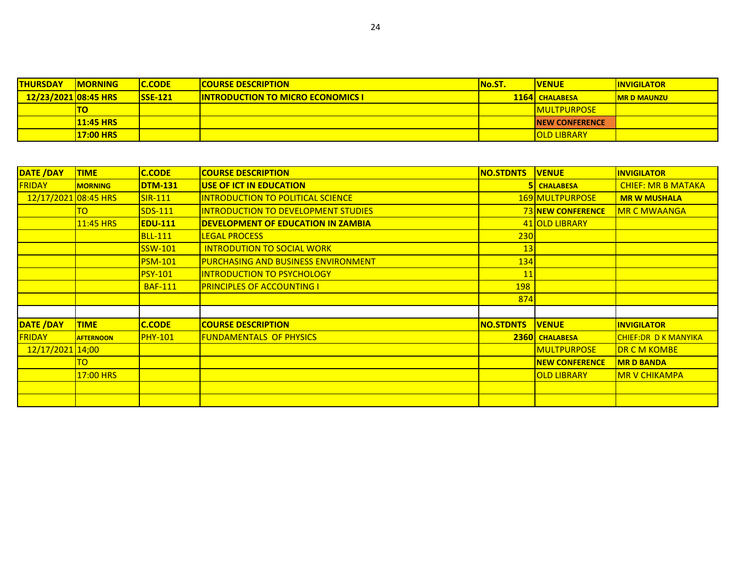| THURSDAY | MORNING | C.CODE | COURSE DESCRIPTION | No.ST. | VENUE | INVIGILATOR |
|---|---|---|---|---|---|---|
| 12/23/2021 | 08:45 HRS | SSE-121 | INTRODUCTION TO MICRO ECONOMICS I | 1164 | CHALABESA | MR D MAUNZU |
| | TO | | | | MULTPURPOSE | |
| | 11:45 HRS | | | | NEW CONFERENCE | |
| | 17:00 HRS | | | | OLD LIBRARY | |

| DATE /DAY | TIME | C.CODE | COURSE DESCRIPTION | NO.STDNTS | VENUE | INVIGILATOR |
|---|---|---|---|---|---|---|
| FRIDAY | MORNING | DTM-131 | USE OF ICT IN EDUCATION | 5 | CHALABESA | CHIEF: MR B MATAKA |
| 12/17/2021 | 08:45 HRS | SIR-111 | INTRODUCTION TO POLITICAL SCIENCE | 169 | MULTPURPOSE | MR W MUSHALA |
| | TO | SDS-111 | INTRODUCTION TO DEVELOPMENT STUDIES | 73 | NEW CONFERENCE | MR C MWAANGA |
| | 11:45 HRS | EDU-111 | DEVELOPMENT OF EDUCATION IN ZAMBIA | 41 | OLD LIBRARY | |
| | | BLL-111 | LEGAL PROCESS | 230 | | |
| | | SSW-101 | INTRODUTION TO SOCIAL WORK | 13 | | |
| | | PSM-101 | PURCHASING AND BUSINESS ENVIRONMENT | 134 | | |
| | | PSY-101 | INTRODUCTION TO PSYCHOLOGY | 11 | | |
| | | BAF-111 | PRINCIPLES OF ACCOUNTING I | 198 | | |
| | | | | 874 | | |
| | | | | | | |
| DATE /DAY | TIME | C.CODE | COURSE DESCRIPTION | NO.STDNTS | VENUE | INVIGILATOR |
| FRIDAY | AFTERNOON | PHY-101 | FUNDAMENTALS OF PHYSICS | 2360 | CHALABESA | CHIEF:DR D K MANYIKA |
| 12/17/2021 | 14;00 | | | | MULTPURPOSE | DR C M KOMBE |
| | TO | | | | NEW CONFERENCE | MR D BANDA |
| | 17:00 HRS | | | | OLD LIBRARY | MR V CHIKAMPA |
| | | | | | | |
| | | | | | | |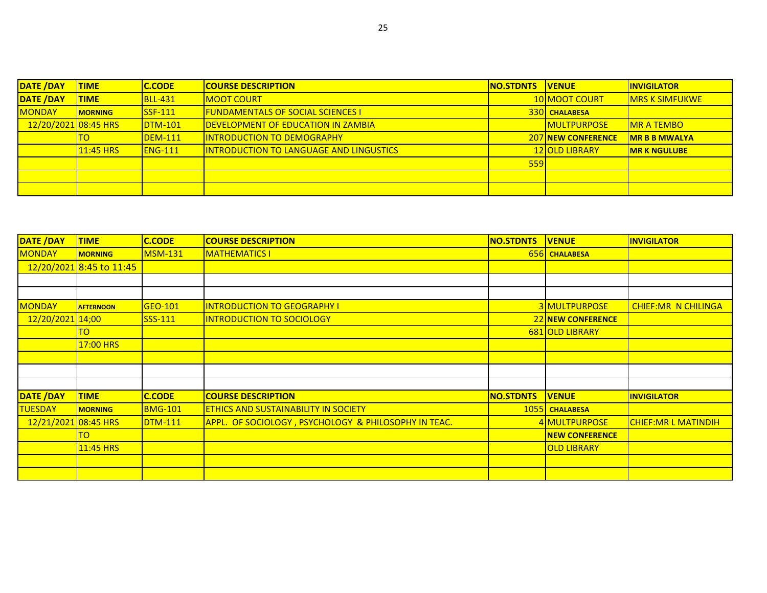| DATE /DAY | TIME | C.CODE | COURSE DESCRIPTION | NO.STDNTS | VENUE | INVIGILATOR |
|---|---|---|---|---|---|---|
| DATE /DAY | TIME | BLL-431 | MOOT COURT | 10 | MOOT COURT | MRS K SIMFUKWE |
| MONDAY | MORNING | SSF-111 | FUNDAMENTALS OF SOCIAL SCIENCES I | 330 | CHALABESA | |
| 12/20/2021 | 08:45 HRS | DTM-101 | DEVELOPMENT OF EDUCATION IN ZAMBIA | | MULTPURPOSE | MR A TEMBO |
| | TO | DEM-111 | INTRODUCTION TO DEMOGRAPHY | 207 | NEW CONFERENCE | MR B B MWALYA |
| | 11:45 HRS | ENG-111 | INTRODUCTION TO LANGUAGE AND LINGUSTICS | 12 | OLD LIBRARY | MR K NGULUBE |
| | | | | 559 | | |
| | | | | | | |
| | | | | | | |

| DATE /DAY | TIME | C.CODE | COURSE DESCRIPTION | NO.STDNTS | VENUE | INVIGILATOR |
|---|---|---|---|---|---|---|
| MONDAY | MORNING | MSM-131 | MATHEMATICS I | 656 | CHALABESA | |
| 12/20/2021 | 8:45 to 11:45 | | | | | |
| | | | | | | |
| | | | | | | |
| MONDAY | AFTERNOON | GEO-101 | INTRODUCTION TO GEOGRAPHY I | 3 | MULTPURPOSE | CHIEF:MR N CHILINGA |
| 12/20/2021 | 14;00 | SSS-111 | INTRODUCTION TO SOCIOLOGY | 22 | NEW CONFERENCE | |
| | TO | | | 681 | OLD LIBRARY | |
| | 17:00 HRS | | | | | |
| | | | | | | |
| | | | | | | |
| | | | | | | |
| DATE /DAY | TIME | C.CODE | COURSE DESCRIPTION | NO.STDNTS | VENUE | INVIGILATOR |
| TUESDAY | MORNING | BMG-101 | ETHICS AND SUSTAINABILITY IN SOCIETY | 1055 | CHALABESA | |
| 12/21/2021 | 08:45 HRS | DTM-111 | APPL. OF SOCIOLOGY , PSYCHOLOGY & PHILOSOPHY IN TEAC. | 4 | MULTPURPOSE | CHIEF:MR L MATINDIH |
| | TO | | | | NEW CONFERENCE | |
| | 11:45 HRS | | | | OLD LIBRARY | |
| | | | | | | |
| | | | | | | |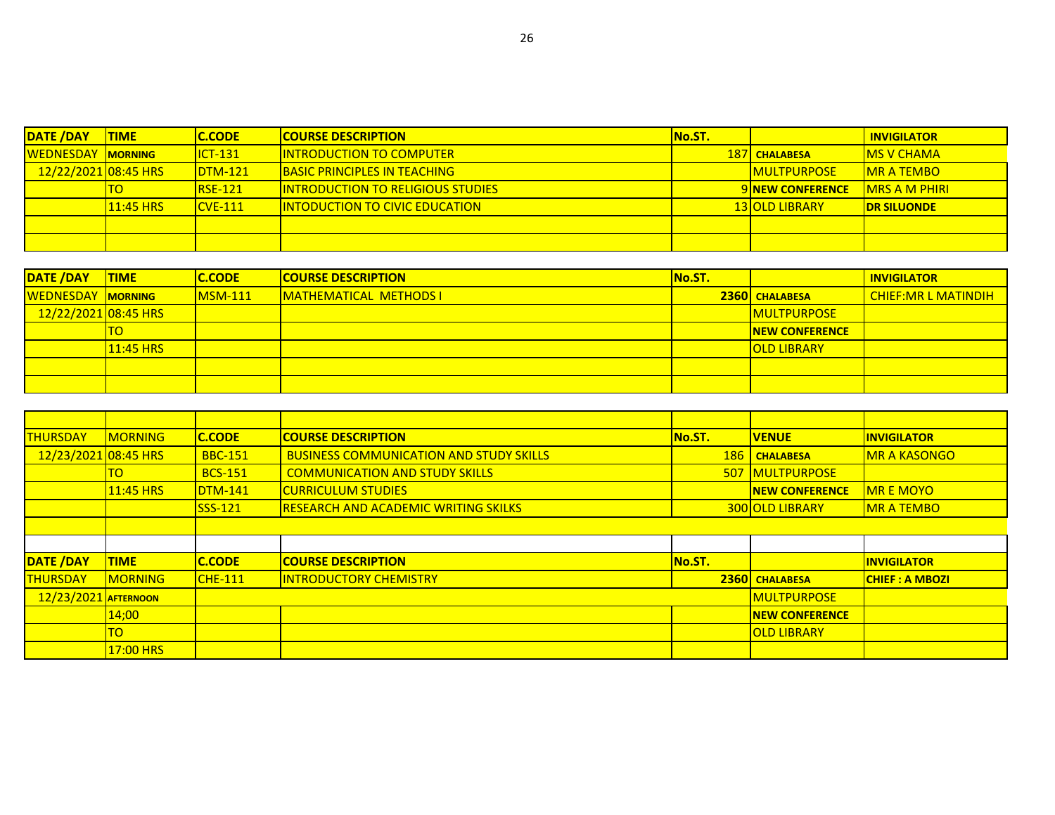| DATE /DAY | TIME | C.CODE | COURSE DESCRIPTION | No.ST. | | INVIGILATOR |
|---|---|---|---|---|---|---|
| WEDNESDAY | MORNING | ICT-131 | INTRODUCTION TO COMPUTER | 187 | CHALABESA | MS V CHAMA |
| 12/22/2021 | 08:45 HRS | DTM-121 | BASIC PRINCIPLES IN TEACHING | | MULTPURPOSE | MR A TEMBO |
| | TO | RSE-121 | INTRODUCTION TO RELIGIOUS STUDIES | 9 | NEW CONFERENCE | MRS A M PHIRI |
| | 11:45 HRS | CVE-111 | INTODUCTION TO CIVIC EDUCATION | 13 | OLD LIBRARY | DR SILUONDE |
| | | | | | | |
| | | | | | | |

| DATE /DAY | TIME | C.CODE | COURSE DESCRIPTION | No.ST. | | INVIGILATOR |
|---|---|---|---|---|---|---|
| WEDNESDAY | MORNING | MSM-111 | MATHEMATICAL METHODS I | 2360 | CHALABESA | CHIEF:MR L MATINDIH |
| 12/22/2021 | 08:45 HRS | | | | MULTPURPOSE | |
| | TO | | | | NEW CONFERENCE | |
| | 11:45 HRS | | | | OLD LIBRARY | |
| | | | | | | |
| | | | | | | |

| | | | | | | |
|---|---|---|---|---|---|---|
| THURSDAY | MORNING | C.CODE | COURSE DESCRIPTION | No.ST. | VENUE | INVIGILATOR |
| 12/23/2021 | 08:45 HRS | BBC-151 | BUSINESS COMMUNICATION AND STUDY SKILLS | 186 | CHALABESA | MR A KASONGO |
| | TO | BCS-151 | COMMUNICATION AND STUDY SKILLS | 507 | MULTPURPOSE | |
| | 11:45 HRS | DTM-141 | CURRICULUM STUDIES | | NEW CONFERENCE | MR E MOYO |
| | | SSS-121 | RESEARCH AND ACADEMIC WRITING SKILKS | 300 | OLD LIBRARY | MR A TEMBO |
| | | | | | | |
| | | | | | | |
| DATE /DAY | TIME | C.CODE | COURSE DESCRIPTION | No.ST. | | INVIGILATOR |
| THURSDAY | MORNING | CHE-111 | INTRODUCTORY CHEMISTRY | 2360 | CHALABESA | CHIEF : A MBOZI |
| 12/23/2021 | AFTERNOON | | | | MULTPURPOSE | |
| | 14;00 | | | | NEW CONFERENCE | |
| | TO | | | | OLD LIBRARY | |
| | 17:00 HRS | | | | | |